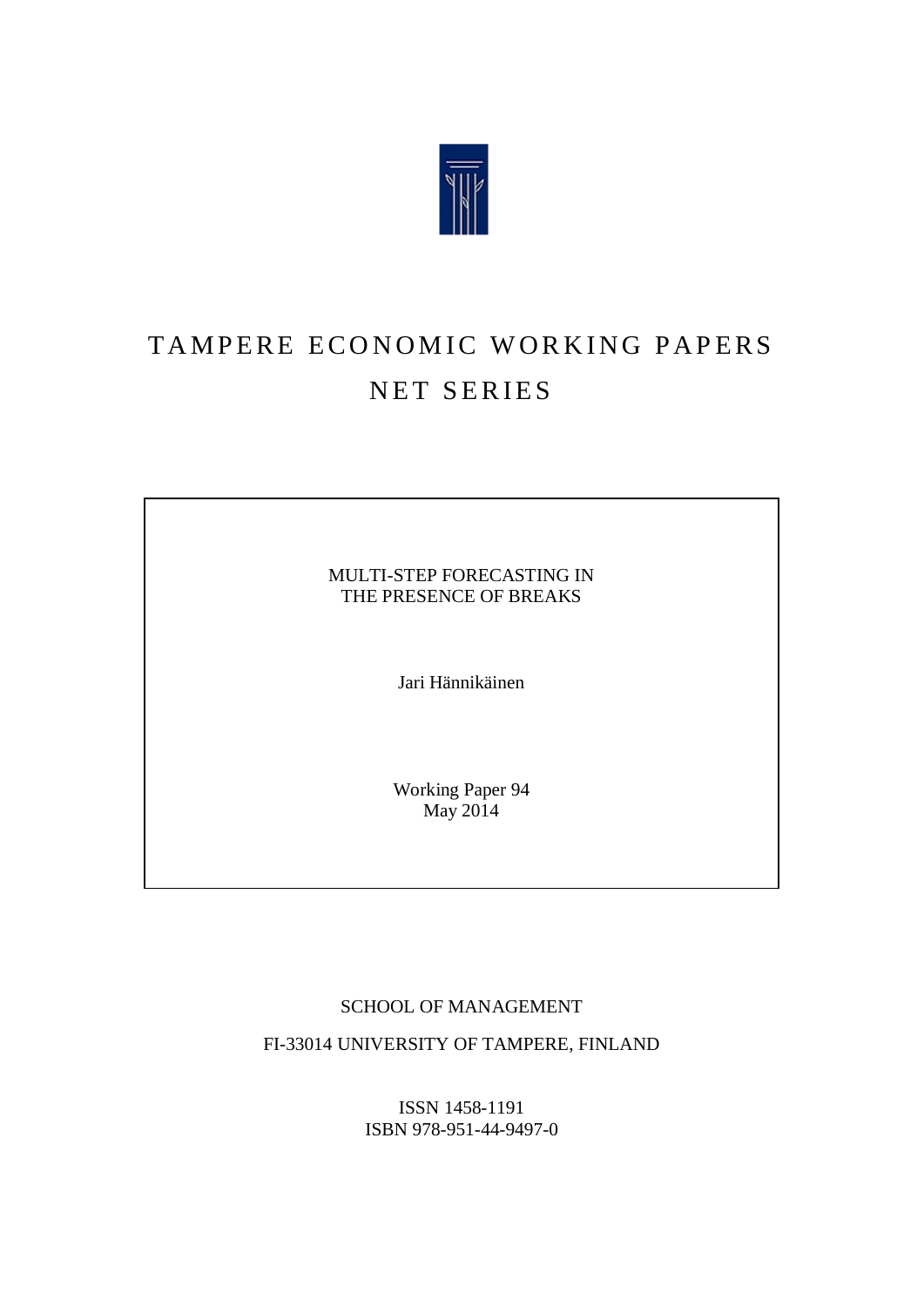# TAMPERE ECONOMIC WORKING PAPERS
## NET SERIES

MULTI-STEP FORECASTING IN
THE PRESENCE OF BREAKS

Jari Hännikäinen

Working Paper 94
May 2014

SCHOOL OF MANAGEMENT

FI-33014 UNIVERSITY OF TAMPERE, FINLAND

ISSN 1458-1191
ISBN 978-951-44-9497-0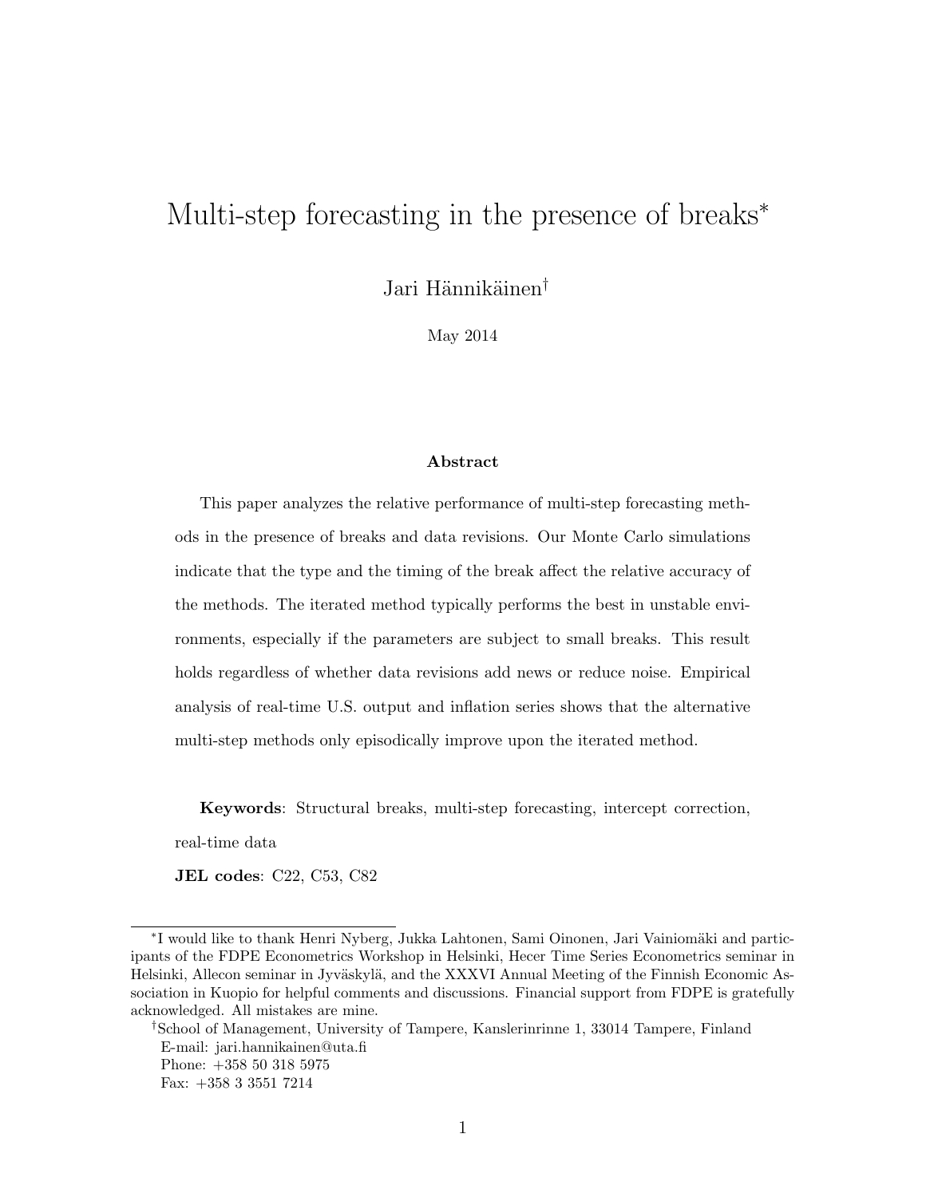# Multi-step forecasting in the presence of breaks[*]

Jari Hännikäinen[†]

May 2014

**Abstract**

This paper analyzes the relative performance of multi-step forecasting methods in the presence of breaks and data revisions. Our Monte Carlo simulations indicate that the type and the timing of the break affect the relative accuracy of the methods. The iterated method typically performs the best in unstable environments, especially if the parameters are subject to small breaks. This result holds regardless of whether data revisions add news or reduce noise. Empirical analysis of real-time U.S. output and inflation series shows that the alternative multi-step methods only episodically improve upon the iterated method.

**Keywords**: Structural breaks, multi-step forecasting, intercept correction, real-time data

**JEL codes**: C22, C53, C82

---

[*] I would like to thank Henri Nyberg, Jukka Lahtonen, Sami Oinonen, Jari Vainiomäki and participants of the FDPE Econometrics Workshop in Helsinki, Hecer Time Series Econometrics seminar in Helsinki, Allecon seminar in Jyväskylä, and the XXXVI Annual Meeting of the Finnish Economic Association in Kuopio for helpful comments and discussions. Financial support from FDPE is gratefully acknowledged. All mistakes are mine.

[†] School of Management, University of Tampere, Kanslerinrinne 1, 33014 Tampere, Finland
E-mail: jari.hannikainen@uta.fi
Phone: +358 50 318 5975
Fax: +358 3 3551 7214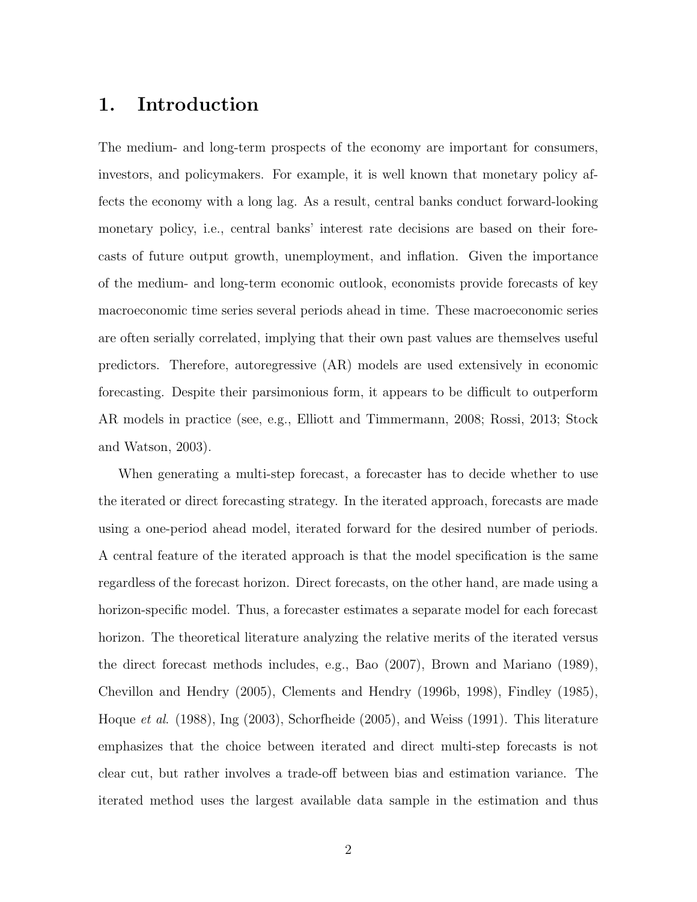# 1. Introduction

The medium- and long-term prospects of the economy are important for consumers, investors, and policymakers. For example, it is well known that monetary policy affects the economy with a long lag. As a result, central banks conduct forward-looking monetary policy, i.e., central banks' interest rate decisions are based on their forecasts of future output growth, unemployment, and inflation. Given the importance of the medium- and long-term economic outlook, economists provide forecasts of key macroeconomic time series several periods ahead in time. These macroeconomic series are often serially correlated, implying that their own past values are themselves useful predictors. Therefore, autoregressive (AR) models are used extensively in economic forecasting. Despite their parsimonious form, it appears to be difficult to outperform AR models in practice (see, e.g., Elliott and Timmermann, 2008; Rossi, 2013; Stock and Watson, 2003).

When generating a multi-step forecast, a forecaster has to decide whether to use the iterated or direct forecasting strategy. In the iterated approach, forecasts are made using a one-period ahead model, iterated forward for the desired number of periods. A central feature of the iterated approach is that the model specification is the same regardless of the forecast horizon. Direct forecasts, on the other hand, are made using a horizon-specific model. Thus, a forecaster estimates a separate model for each forecast horizon. The theoretical literature analyzing the relative merits of the iterated versus the direct forecast methods includes, e.g., Bao (2007), Brown and Mariano (1989), Chevillon and Hendry (2005), Clements and Hendry (1996b, 1998), Findley (1985), Hoque *et al.* (1988), Ing (2003), Schorfheide (2005), and Weiss (1991). This literature emphasizes that the choice between iterated and direct multi-step forecasts is not clear cut, but rather involves a trade-off between bias and estimation variance. The iterated method uses the largest available data sample in the estimation and thus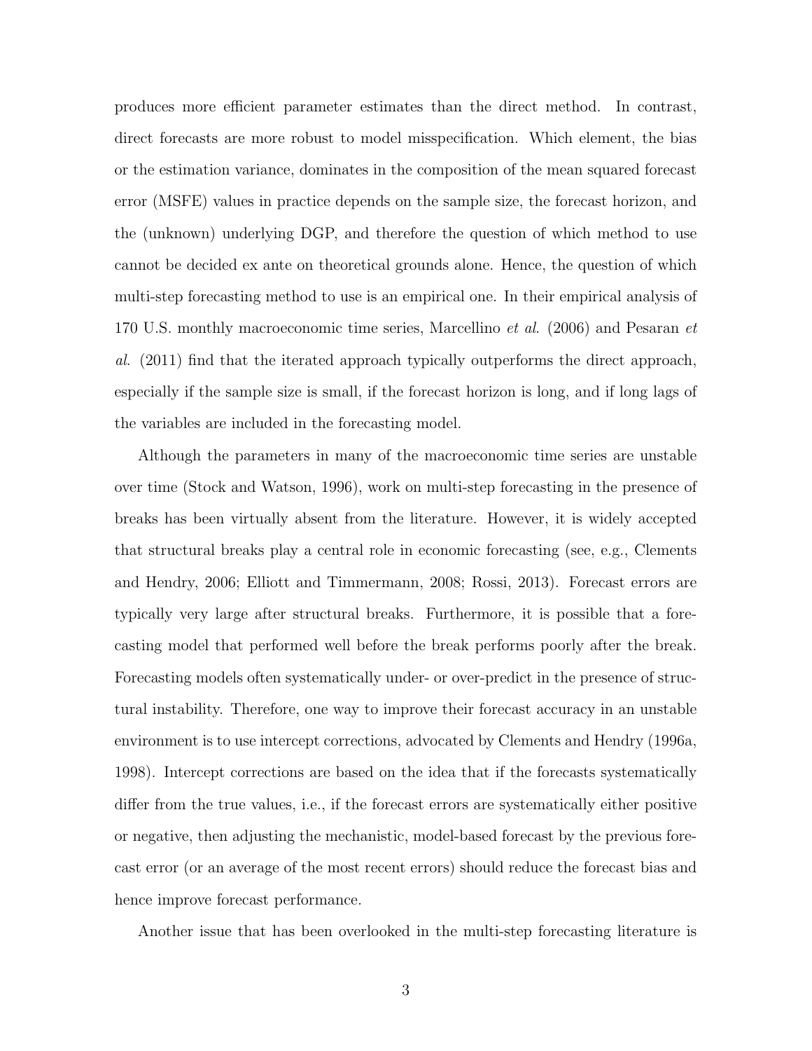produces more efficient parameter estimates than the direct method. In contrast, direct forecasts are more robust to model misspecification. Which element, the bias or the estimation variance, dominates in the composition of the mean squared forecast error (MSFE) values in practice depends on the sample size, the forecast horizon, and the (unknown) underlying DGP, and therefore the question of which method to use cannot be decided ex ante on theoretical grounds alone. Hence, the question of which multi-step forecasting method to use is an empirical one. In their empirical analysis of 170 U.S. monthly macroeconomic time series, Marcellino *et al*. (2006) and Pesaran *et al*. (2011) find that the iterated approach typically outperforms the direct approach, especially if the sample size is small, if the forecast horizon is long, and if long lags of the variables are included in the forecasting model.

Although the parameters in many of the macroeconomic time series are unstable over time (Stock and Watson, 1996), work on multi-step forecasting in the presence of breaks has been virtually absent from the literature. However, it is widely accepted that structural breaks play a central role in economic forecasting (see, e.g., Clements and Hendry, 2006; Elliott and Timmermann, 2008; Rossi, 2013). Forecast errors are typically very large after structural breaks. Furthermore, it is possible that a forecasting model that performed well before the break performs poorly after the break. Forecasting models often systematically under- or over-predict in the presence of structural instability. Therefore, one way to improve their forecast accuracy in an unstable environment is to use intercept corrections, advocated by Clements and Hendry (1996a, 1998). Intercept corrections are based on the idea that if the forecasts systematically differ from the true values, i.e., if the forecast errors are systematically either positive or negative, then adjusting the mechanistic, model-based forecast by the previous forecast error (or an average of the most recent errors) should reduce the forecast bias and hence improve forecast performance.

Another issue that has been overlooked in the multi-step forecasting literature is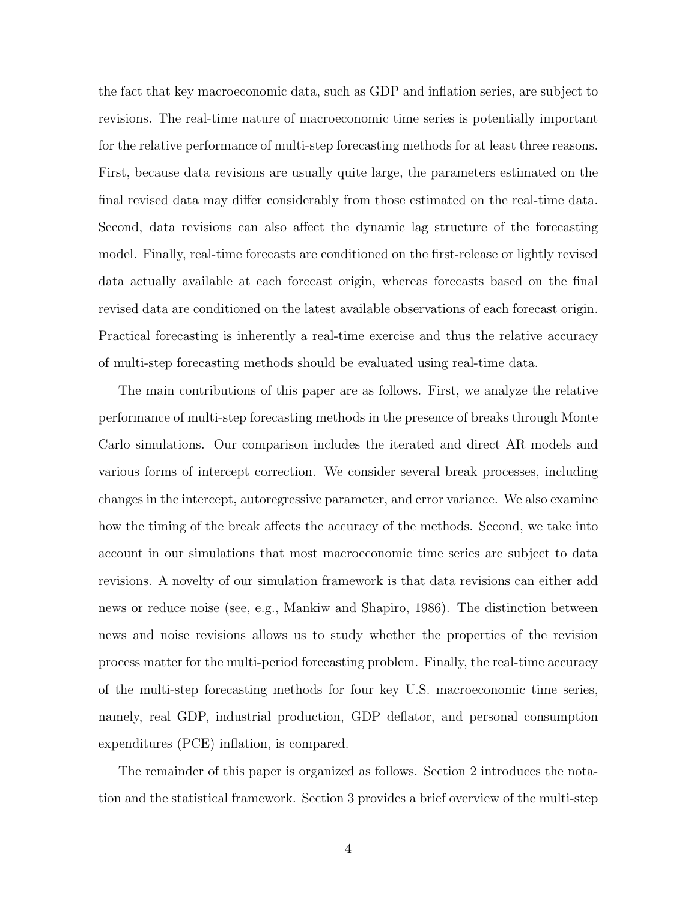the fact that key macroeconomic data, such as GDP and inflation series, are subject to revisions. The real-time nature of macroeconomic time series is potentially important for the relative performance of multi-step forecasting methods for at least three reasons. First, because data revisions are usually quite large, the parameters estimated on the final revised data may differ considerably from those estimated on the real-time data. Second, data revisions can also affect the dynamic lag structure of the forecasting model. Finally, real-time forecasts are conditioned on the first-release or lightly revised data actually available at each forecast origin, whereas forecasts based on the final revised data are conditioned on the latest available observations of each forecast origin. Practical forecasting is inherently a real-time exercise and thus the relative accuracy of multi-step forecasting methods should be evaluated using real-time data.

The main contributions of this paper are as follows. First, we analyze the relative performance of multi-step forecasting methods in the presence of breaks through Monte Carlo simulations. Our comparison includes the iterated and direct AR models and various forms of intercept correction. We consider several break processes, including changes in the intercept, autoregressive parameter, and error variance. We also examine how the timing of the break affects the accuracy of the methods. Second, we take into account in our simulations that most macroeconomic time series are subject to data revisions. A novelty of our simulation framework is that data revisions can either add news or reduce noise (see, e.g., Mankiw and Shapiro, 1986). The distinction between news and noise revisions allows us to study whether the properties of the revision process matter for the multi-period forecasting problem. Finally, the real-time accuracy of the multi-step forecasting methods for four key U.S. macroeconomic time series, namely, real GDP, industrial production, GDP deflator, and personal consumption expenditures (PCE) inflation, is compared.

The remainder of this paper is organized as follows. Section 2 introduces the notation and the statistical framework. Section 3 provides a brief overview of the multi-step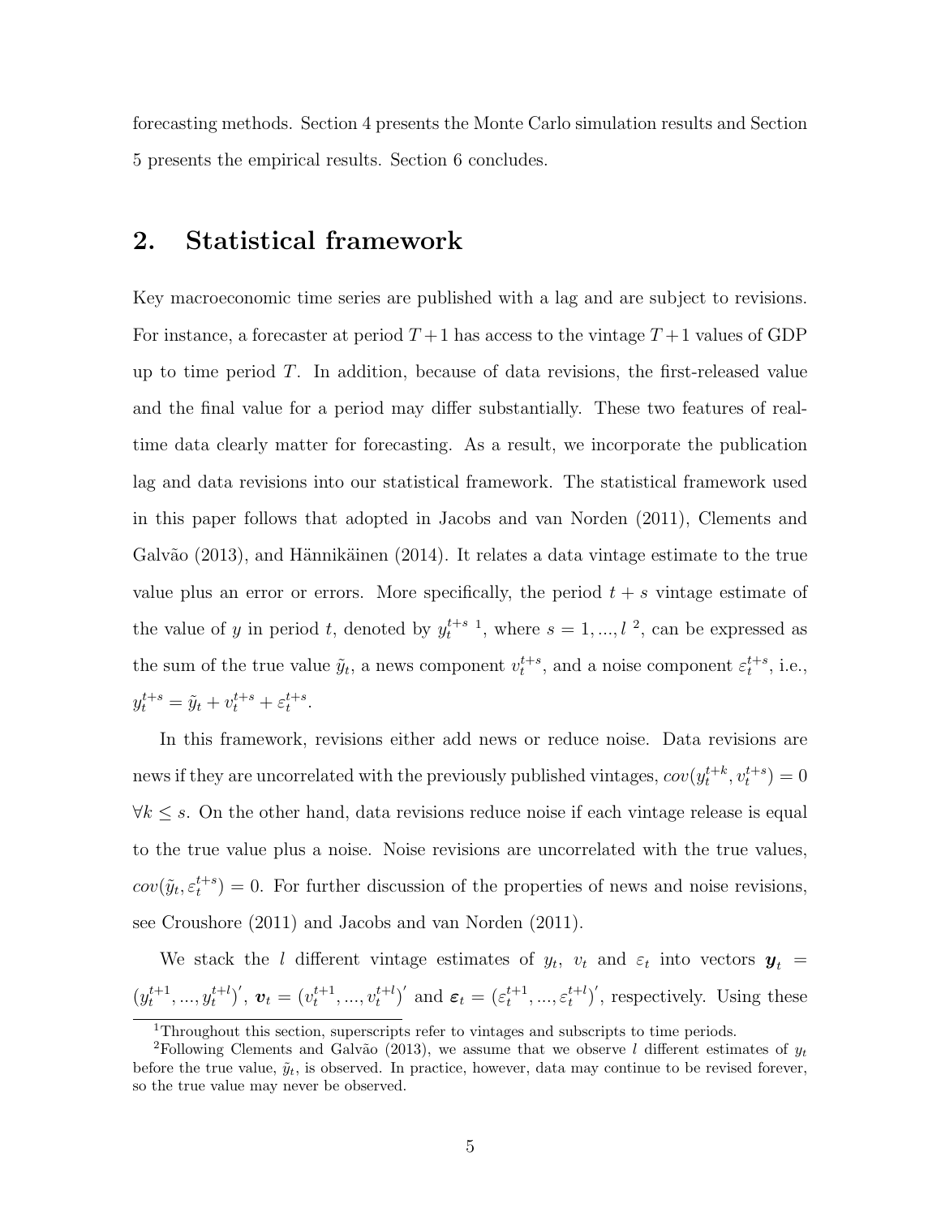forecasting methods. Section 4 presents the Monte Carlo simulation results and Section 5 presents the empirical results. Section 6 concludes.

## 2. Statistical framework

Key macroeconomic time series are published with a lag and are subject to revisions. For instance, a forecaster at period $T+1$ has access to the vintage $T+1$ values of GDP up to time period $T$. In addition, because of data revisions, the first-released value and the final value for a period may differ substantially. These two features of real-time data clearly matter for forecasting. As a result, we incorporate the publication lag and data revisions into our statistical framework. The statistical framework used in this paper follows that adopted in Jacobs and van Norden (2011), Clements and Galvão (2013), and Hännikäinen (2014). It relates a data vintage estimate to the true value plus an error or errors. More specifically, the period $t+s$ vintage estimate of the value of $y$ in period $t$, denoted by $y_t^{t+s}$ [1], where $s = 1, ..., l$ [2], can be expressed as the sum of the true value $\tilde{y}_t$, a news component $v_t^{t+s}$, and a noise component $\varepsilon_t^{t+s}$, i.e., $y_t^{t+s} = \tilde{y}_t + v_t^{t+s} + \varepsilon_t^{t+s}$.

In this framework, revisions either add news or reduce noise. Data revisions are news if they are uncorrelated with the previously published vintages, $cov(y_t^{t+k}, v_t^{t+s}) = 0$ $\forall k \leq s$. On the other hand, data revisions reduce noise if each vintage release is equal to the true value plus a noise. Noise revisions are uncorrelated with the true values, $cov(\tilde{y}_t, \varepsilon_t^{t+s}) = 0$. For further discussion of the properties of news and noise revisions, see Croushore (2011) and Jacobs and van Norden (2011).

We stack the $l$ different vintage estimates of $y_t$, $v_t$ and $\varepsilon_t$ into vectors $\boldsymbol{y}_t = (y_t^{t+1}, ..., y_t^{t+l})'$, $\boldsymbol{v}_t = (v_t^{t+1}, ..., v_t^{t+l})'$ and $\boldsymbol{\varepsilon}_t = (\varepsilon_t^{t+1}, ..., \varepsilon_t^{t+l})'$, respectively. Using these

[1] Throughout this section, superscripts refer to vintages and subscripts to time periods.

[2] Following Clements and Galvão (2013), we assume that we observe $l$ different estimates of $y_t$ before the true value, $\tilde{y}_t$, is observed. In practice, however, data may continue to be revised forever, so the true value may never be observed.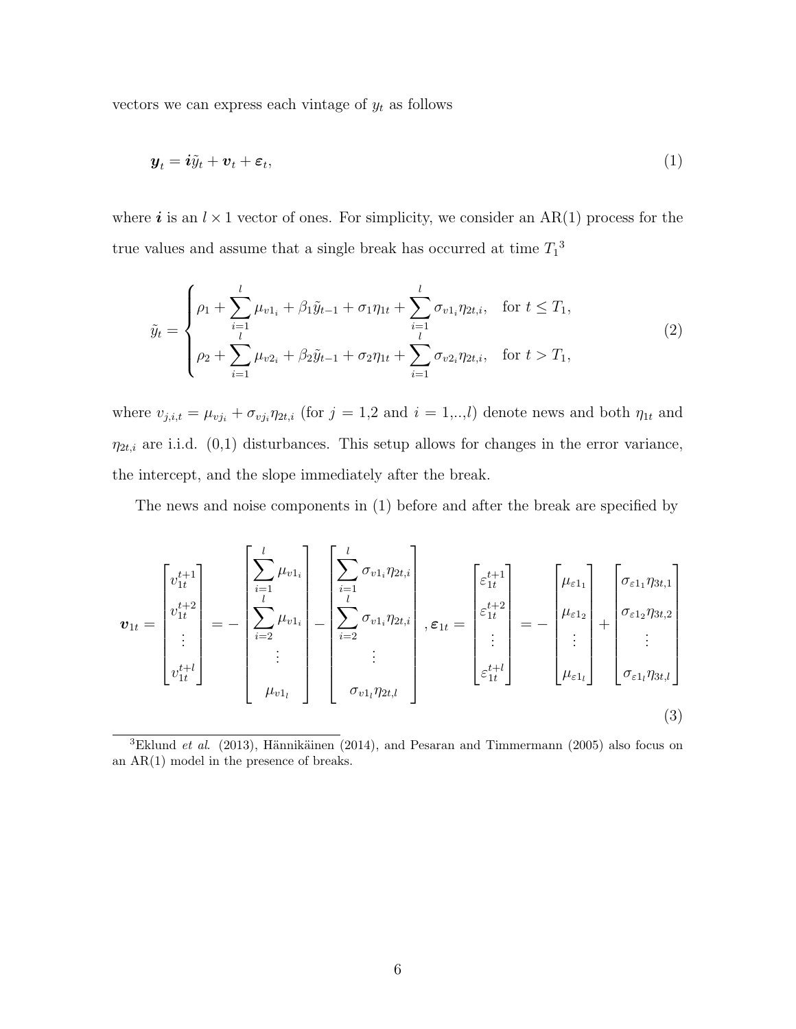vectors we can express each vintage of $y_t$ as follows

$$\boldsymbol{y}_t = \boldsymbol{i}\tilde{y}_t + \boldsymbol{v}_t + \boldsymbol{\varepsilon}_t, \tag{1}$$

where $\boldsymbol{i}$ is an $l \times 1$ vector of ones. For simplicity, we consider an AR(1) process for the true values and assume that a single break has occurred at time $T_1$[3]

$$\tilde{y}_t = \begin{cases} \rho_1 + \sum_{i=1}^{l} \mu_{v1_i} + \beta_1 \tilde{y}_{t-1} + \sigma_1 \eta_{1t} + \sum_{i=1}^{l} \sigma_{v1_i} \eta_{2t,i}, & \text{for } t \leq T_1, \\ \rho_2 + \sum_{i=1}^{l} \mu_{v2_i} + \beta_2 \tilde{y}_{t-1} + \sigma_2 \eta_{1t} + \sum_{i=1}^{l} \sigma_{v2_i} \eta_{2t,i}, & \text{for } t > T_1, \end{cases} \tag{2}$$

where $v_{j,i,t} = \mu_{vj_i} + \sigma_{vj_i}\eta_{2t,i}$ (for $j = 1{,}2$ and $i = 1,..,l$) denote news and both $\eta_{1t}$ and $\eta_{2t,i}$ are i.i.d. (0,1) disturbances. This setup allows for changes in the error variance, the intercept, and the slope immediately after the break.

The news and noise components in (1) before and after the break are specified by

$$\boldsymbol{v}_{1t} = \begin{bmatrix} v_{1t}^{t+1} \\ v_{1t}^{t+2} \\ \vdots \\ v_{1t}^{t+l} \end{bmatrix} = - \begin{bmatrix} \sum_{i=1}^{l} \mu_{v1_i} \\ \sum_{i=2}^{l} \mu_{v1_i} \\ \vdots \\ \mu_{v1_l} \end{bmatrix} - \begin{bmatrix} \sum_{i=1}^{l} \sigma_{v1_i}\eta_{2t,i} \\ \sum_{i=2}^{l} \sigma_{v1_i}\eta_{2t,i} \\ \vdots \\ \sigma_{v1_l}\eta_{2t,l} \end{bmatrix}, \boldsymbol{\varepsilon}_{1t} = \begin{bmatrix} \varepsilon_{1t}^{t+1} \\ \varepsilon_{1t}^{t+2} \\ \vdots \\ \varepsilon_{1t}^{t+l} \end{bmatrix} = - \begin{bmatrix} \mu_{\varepsilon 1_1} \\ \mu_{\varepsilon 1_2} \\ \vdots \\ \mu_{\varepsilon 1_l} \end{bmatrix} + \begin{bmatrix} \sigma_{\varepsilon 1_1}\eta_{3t,1} \\ \sigma_{\varepsilon 1_2}\eta_{3t,2} \\ \vdots \\ \sigma_{\varepsilon 1_l}\eta_{3t,l} \end{bmatrix} \tag{3}$$

[3] Eklund *et al.* (2013), Hännikäinen (2014), and Pesaran and Timmermann (2005) also focus on an AR(1) model in the presence of breaks.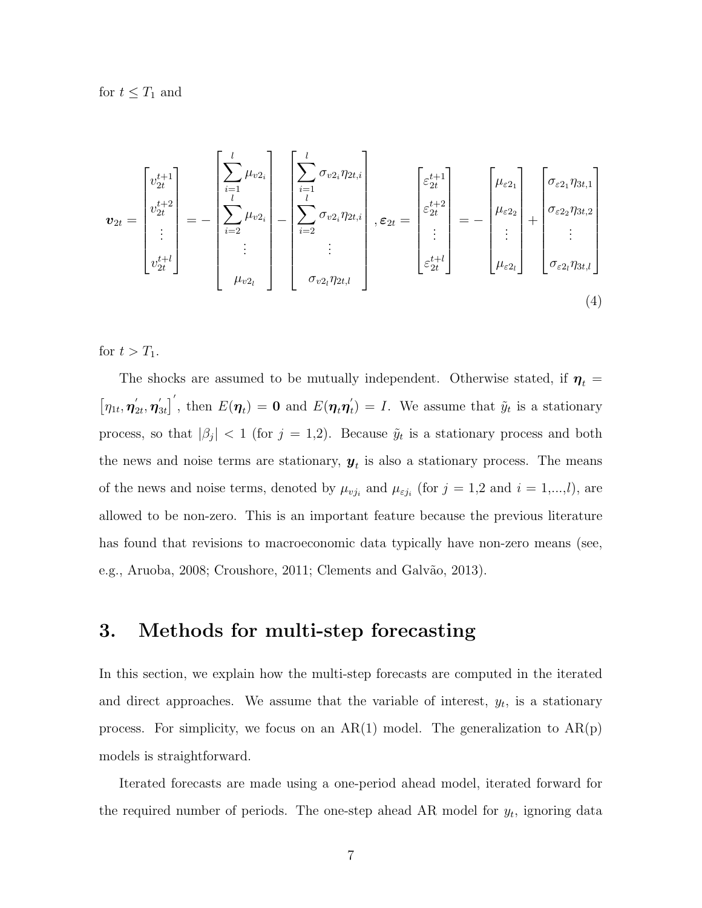for $t \leq T_1$ and

$$
\boldsymbol{v}_{2t} = \begin{bmatrix} v_{2t}^{t+1} \\ v_{2t}^{t+2} \\ \vdots \\ v_{2t}^{t+l} \end{bmatrix} = - \begin{bmatrix} \sum_{i=1}^{l} \mu_{v2_i} \\ \sum_{i=2}^{l} \mu_{v2_i} \\ \vdots \\ \mu_{v2_l} \end{bmatrix} - \begin{bmatrix} \sum_{i=1}^{l} \sigma_{v2_i} \eta_{2t,i} \\ \sum_{i=2}^{l} \sigma_{v2_i} \eta_{2t,i} \\ \vdots \\ \sigma_{v2_l} \eta_{2t,l} \end{bmatrix}, \boldsymbol{\varepsilon}_{2t} = \begin{bmatrix} \varepsilon_{2t}^{t+1} \\ \varepsilon_{2t}^{t+2} \\ \vdots \\ \varepsilon_{2t}^{t+l} \end{bmatrix} = - \begin{bmatrix} \mu_{\varepsilon 2_1} \\ \mu_{\varepsilon 2_2} \\ \vdots \\ \mu_{\varepsilon 2_l} \end{bmatrix} + \begin{bmatrix} \sigma_{\varepsilon 2_1} \eta_{3t,1} \\ \sigma_{\varepsilon 2_2} \eta_{3t,2} \\ \vdots \\ \sigma_{\varepsilon 2_l} \eta_{3t,l} \end{bmatrix} \tag{4}
$$

for $t > T_1$.

The shocks are assumed to be mutually independent. Otherwise stated, if $\boldsymbol{\eta}_t = \left[\eta_{1t}, \boldsymbol{\eta}_{2t}', \boldsymbol{\eta}_{3t}'\right]'$, then $E(\boldsymbol{\eta}_t) = \mathbf{0}$ and $E(\boldsymbol{\eta}_t \boldsymbol{\eta}_t') = I$. We assume that $\tilde{y}_t$ is a stationary process, so that $|\beta_j| < 1$ (for $j$ = 1,2). Because $\tilde{y}_t$ is a stationary process and both the news and noise terms are stationary, $\boldsymbol{y}_t$ is also a stationary process. The means of the news and noise terms, denoted by $\mu_{vj_i}$ and $\mu_{\varepsilon j_i}$ (for $j$ = 1,2 and $i$ = 1,...,$l$), are allowed to be non-zero. This is an important feature because the previous literature has found that revisions to macroeconomic data typically have non-zero means (see, e.g., Aruoba, 2008; Croushore, 2011; Clements and Galvão, 2013).

## 3. Methods for multi-step forecasting

In this section, we explain how the multi-step forecasts are computed in the iterated and direct approaches. We assume that the variable of interest, $y_t$, is a stationary process. For simplicity, we focus on an AR(1) model. The generalization to AR(p) models is straightforward.

Iterated forecasts are made using a one-period ahead model, iterated forward for the required number of periods. The one-step ahead AR model for $y_t$, ignoring data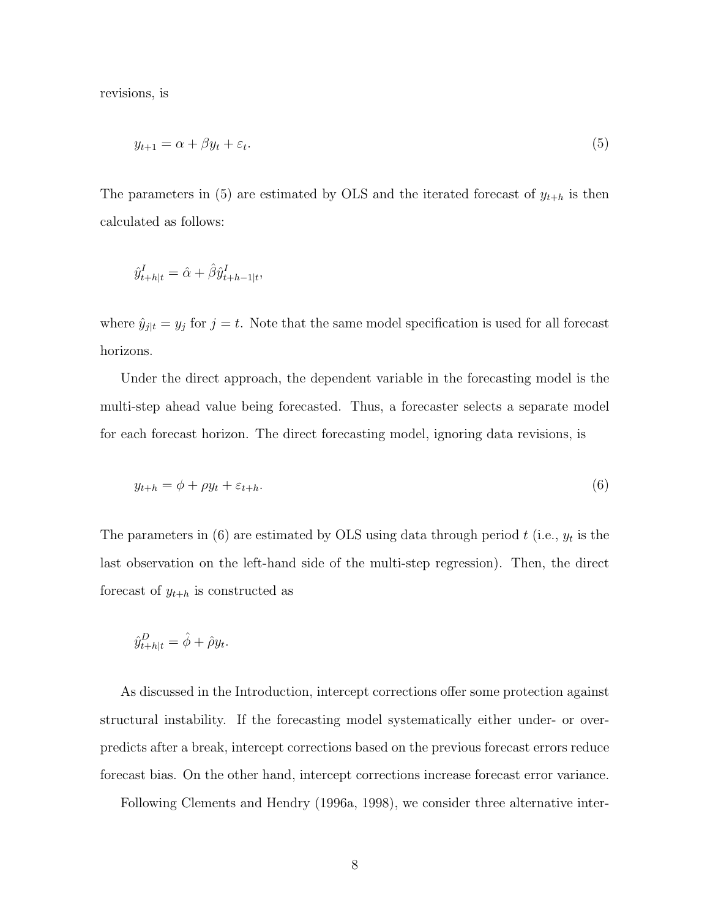revisions, is

$$y_{t+1} = \alpha + \beta y_t + \varepsilon_t. \tag{5}$$

The parameters in (5) are estimated by OLS and the iterated forecast of $y_{t+h}$ is then calculated as follows:

$$\hat{y}^{I}_{t+h|t} = \hat{\alpha} + \hat{\beta}\hat{y}^{I}_{t+h-1|t},$$

where $\hat{y}_{j|t} = y_j$ for $j = t$. Note that the same model specification is used for all forecast horizons.

Under the direct approach, the dependent variable in the forecasting model is the multi-step ahead value being forecasted. Thus, a forecaster selects a separate model for each forecast horizon. The direct forecasting model, ignoring data revisions, is

$$y_{t+h} = \phi + \rho y_t + \varepsilon_{t+h}. \tag{6}$$

The parameters in (6) are estimated by OLS using data through period $t$ (i.e., $y_t$ is the last observation on the left-hand side of the multi-step regression). Then, the direct forecast of $y_{t+h}$ is constructed as

$$\hat{y}^{D}_{t+h|t} = \hat{\phi} + \hat{\rho} y_t.$$

As discussed in the Introduction, intercept corrections offer some protection against structural instability. If the forecasting model systematically either under- or over-predicts after a break, intercept corrections based on the previous forecast errors reduce forecast bias. On the other hand, intercept corrections increase forecast error variance.

Following Clements and Hendry (1996a, 1998), we consider three alternative inter-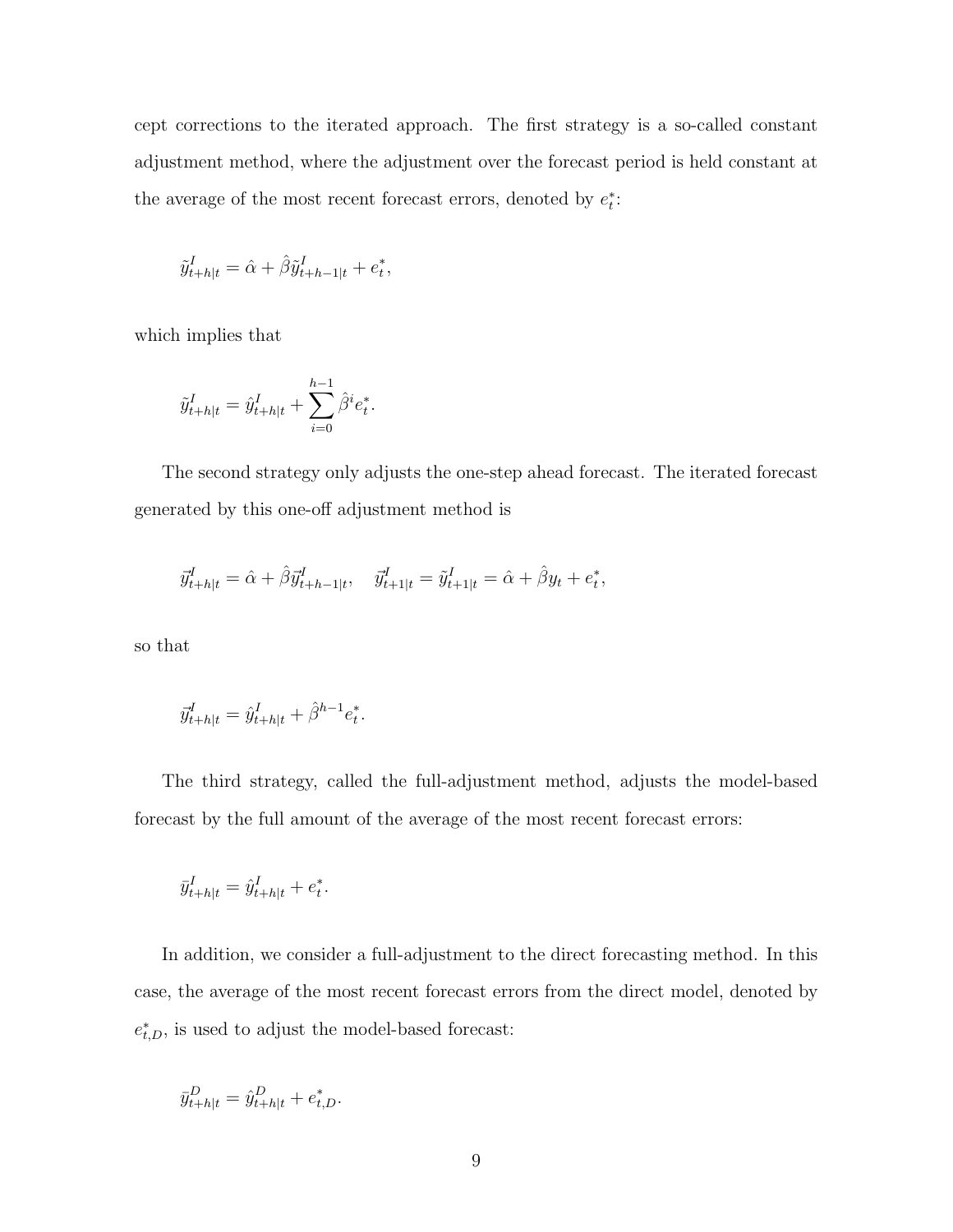cept corrections to the iterated approach. The first strategy is a so-called constant adjustment method, where the adjustment over the forecast period is held constant at the average of the most recent forecast errors, denoted by $e_t^*$:

$$\tilde{y}^I_{t+h|t} = \hat{\alpha} + \hat{\beta}\tilde{y}^I_{t+h-1|t} + e_t^*,$$

which implies that

$$\tilde{y}^I_{t+h|t} = \hat{y}^I_{t+h|t} + \sum_{i=0}^{h-1} \hat{\beta}^i e_t^*.$$

The second strategy only adjusts the one-step ahead forecast. The iterated forecast generated by this one-off adjustment method is

$$\vec{y}^I_{t+h|t} = \hat{\alpha} + \hat{\beta}\vec{y}^I_{t+h-1|t}, \quad \vec{y}^I_{t+1|t} = \tilde{y}^I_{t+1|t} = \hat{\alpha} + \hat{\beta}y_t + e_t^*,$$

so that

$$\vec{y}^I_{t+h|t} = \hat{y}^I_{t+h|t} + \hat{\beta}^{h-1} e_t^*.$$

The third strategy, called the full-adjustment method, adjusts the model-based forecast by the full amount of the average of the most recent forecast errors:

$$\bar{y}^I_{t+h|t} = \hat{y}^I_{t+h|t} + e_t^*.$$

In addition, we consider a full-adjustment to the direct forecasting method. In this case, the average of the most recent forecast errors from the direct model, denoted by $e_{t,D}^*$, is used to adjust the model-based forecast:

$$\bar{y}^D_{t+h|t} = \hat{y}^D_{t+h|t} + e_{t,D}^*.$$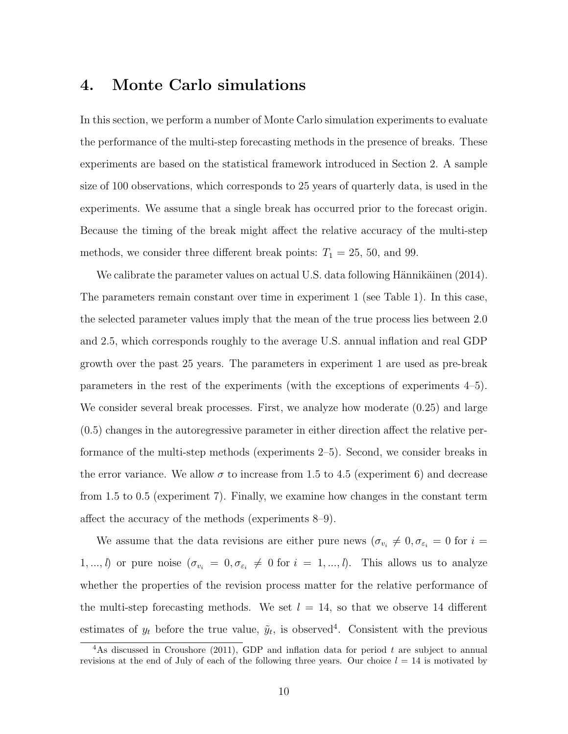# 4. Monte Carlo simulations

In this section, we perform a number of Monte Carlo simulation experiments to evaluate the performance of the multi-step forecasting methods in the presence of breaks. These experiments are based on the statistical framework introduced in Section 2. A sample size of 100 observations, which corresponds to 25 years of quarterly data, is used in the experiments. We assume that a single break has occurred prior to the forecast origin. Because the timing of the break might affect the relative accuracy of the multi-step methods, we consider three different break points: $T_1 = 25$, 50, and 99.

We calibrate the parameter values on actual U.S. data following Hännikäinen (2014). The parameters remain constant over time in experiment 1 (see Table 1). In this case, the selected parameter values imply that the mean of the true process lies between 2.0 and 2.5, which corresponds roughly to the average U.S. annual inflation and real GDP growth over the past 25 years. The parameters in experiment 1 are used as pre-break parameters in the rest of the experiments (with the exceptions of experiments 4–5). We consider several break processes. First, we analyze how moderate (0.25) and large (0.5) changes in the autoregressive parameter in either direction affect the relative performance of the multi-step methods (experiments 2–5). Second, we consider breaks in the error variance. We allow $\sigma$ to increase from 1.5 to 4.5 (experiment 6) and decrease from 1.5 to 0.5 (experiment 7). Finally, we examine how changes in the constant term affect the accuracy of the methods (experiments 8–9).

We assume that the data revisions are either pure news ($\sigma_{v_i} \neq 0, \sigma_{\varepsilon_i} = 0$ for $i = 1, ..., l$) or pure noise ($\sigma_{v_i} = 0, \sigma_{\varepsilon_i} \neq 0$ for $i = 1, ..., l$). This allows us to analyze whether the properties of the revision process matter for the relative performance of the multi-step forecasting methods. We set $l = 14$, so that we observe 14 different estimates of $y_t$ before the true value, $\tilde{y}_t$, is observed[4]. Consistent with the previous

[4]As discussed in Croushore (2011), GDP and inflation data for period $t$ are subject to annual revisions at the end of July of each of the following three years. Our choice $l = 14$ is motivated by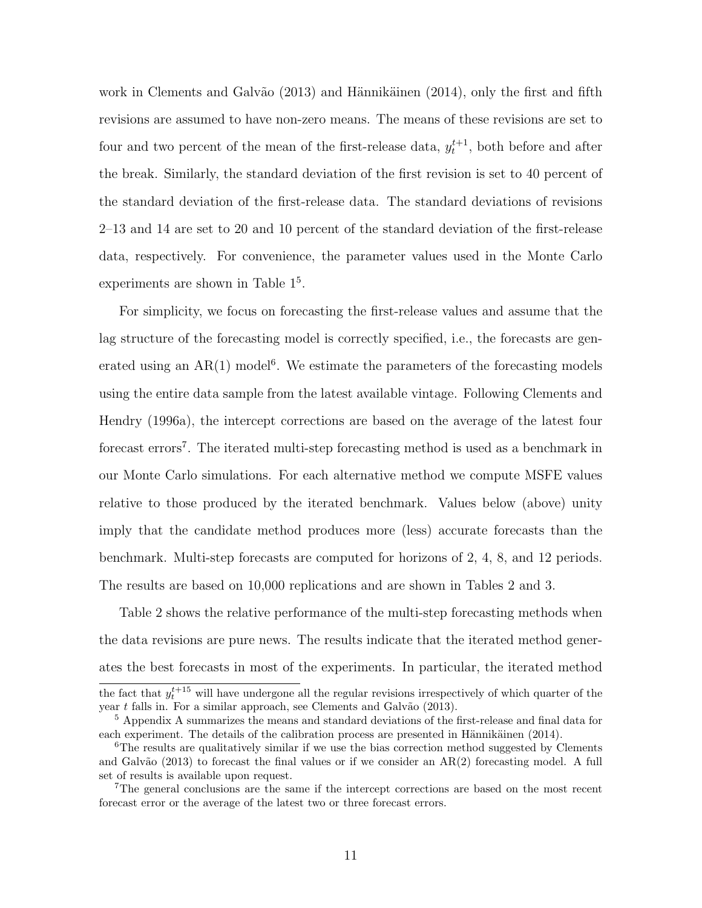work in Clements and Galvão (2013) and Hännikäinen (2014), only the first and fifth revisions are assumed to have non-zero means. The means of these revisions are set to four and two percent of the mean of the first-release data, $y_t^{t+1}$, both before and after the break. Similarly, the standard deviation of the first revision is set to 40 percent of the standard deviation of the first-release data. The standard deviations of revisions 2–13 and 14 are set to 20 and 10 percent of the standard deviation of the first-release data, respectively. For convenience, the parameter values used in the Monte Carlo experiments are shown in Table 1[5].

For simplicity, we focus on forecasting the first-release values and assume that the lag structure of the forecasting model is correctly specified, i.e., the forecasts are generated using an AR(1) model[6]. We estimate the parameters of the forecasting models using the entire data sample from the latest available vintage. Following Clements and Hendry (1996a), the intercept corrections are based on the average of the latest four forecast errors[7]. The iterated multi-step forecasting method is used as a benchmark in our Monte Carlo simulations. For each alternative method we compute MSFE values relative to those produced by the iterated benchmark. Values below (above) unity imply that the candidate method produces more (less) accurate forecasts than the benchmark. Multi-step forecasts are computed for horizons of 2, 4, 8, and 12 periods. The results are based on 10,000 replications and are shown in Tables 2 and 3.

Table 2 shows the relative performance of the multi-step forecasting methods when the data revisions are pure news. The results indicate that the iterated method generates the best forecasts in most of the experiments. In particular, the iterated method

---

the fact that $y_t^{t+15}$ will have undergone all the regular revisions irrespectively of which quarter of the year $t$ falls in. For a similar approach, see Clements and Galvão (2013).

[5] Appendix A summarizes the means and standard deviations of the first-release and final data for each experiment. The details of the calibration process are presented in Hännikäinen (2014).

[6] The results are qualitatively similar if we use the bias correction method suggested by Clements and Galvão (2013) to forecast the final values or if we consider an AR(2) forecasting model. A full set of results is available upon request.

[7] The general conclusions are the same if the intercept corrections are based on the most recent forecast error or the average of the latest two or three forecast errors.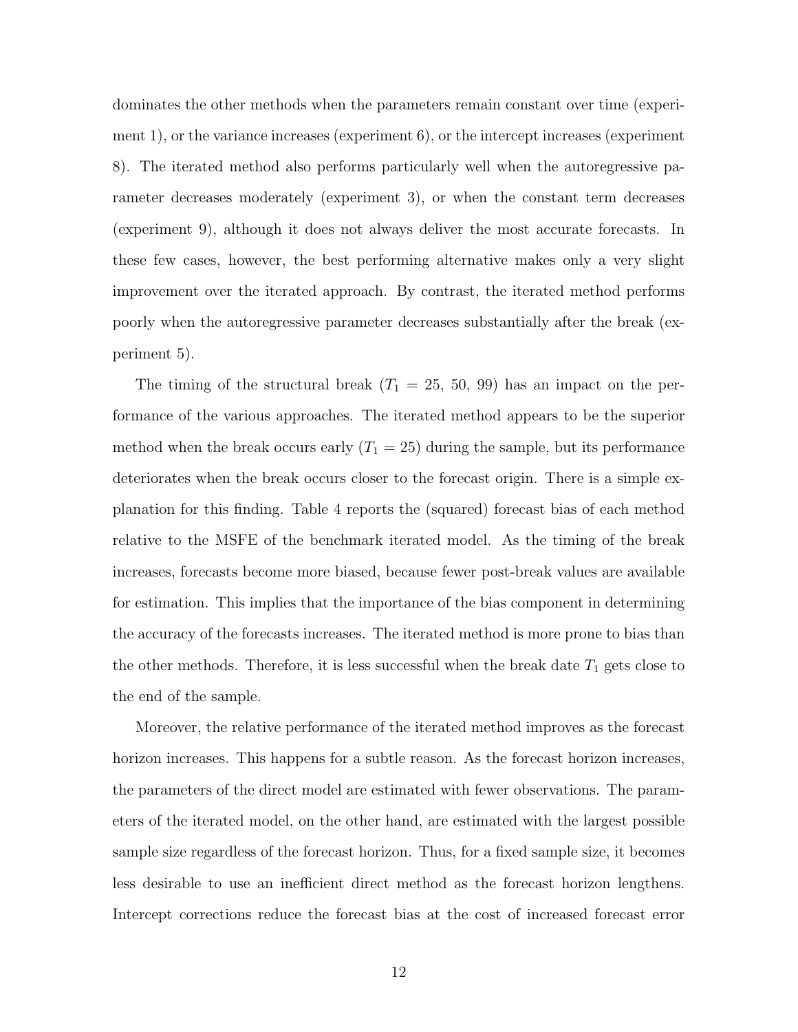dominates the other methods when the parameters remain constant over time (experiment 1), or the variance increases (experiment 6), or the intercept increases (experiment 8). The iterated method also performs particularly well when the autoregressive parameter decreases moderately (experiment 3), or when the constant term decreases (experiment 9), although it does not always deliver the most accurate forecasts. In these few cases, however, the best performing alternative makes only a very slight improvement over the iterated approach. By contrast, the iterated method performs poorly when the autoregressive parameter decreases substantially after the break (experiment 5).

The timing of the structural break ($T_1$ = 25, 50, 99) has an impact on the performance of the various approaches. The iterated method appears to be the superior method when the break occurs early ($T_1 = 25$) during the sample, but its performance deteriorates when the break occurs closer to the forecast origin. There is a simple explanation for this finding. Table 4 reports the (squared) forecast bias of each method relative to the MSFE of the benchmark iterated model. As the timing of the break increases, forecasts become more biased, because fewer post-break values are available for estimation. This implies that the importance of the bias component in determining the accuracy of the forecasts increases. The iterated method is more prone to bias than the other methods. Therefore, it is less successful when the break date $T_1$ gets close to the end of the sample.

Moreover, the relative performance of the iterated method improves as the forecast horizon increases. This happens for a subtle reason. As the forecast horizon increases, the parameters of the direct model are estimated with fewer observations. The parameters of the iterated model, on the other hand, are estimated with the largest possible sample size regardless of the forecast horizon. Thus, for a fixed sample size, it becomes less desirable to use an inefficient direct method as the forecast horizon lengthens. Intercept corrections reduce the forecast bias at the cost of increased forecast error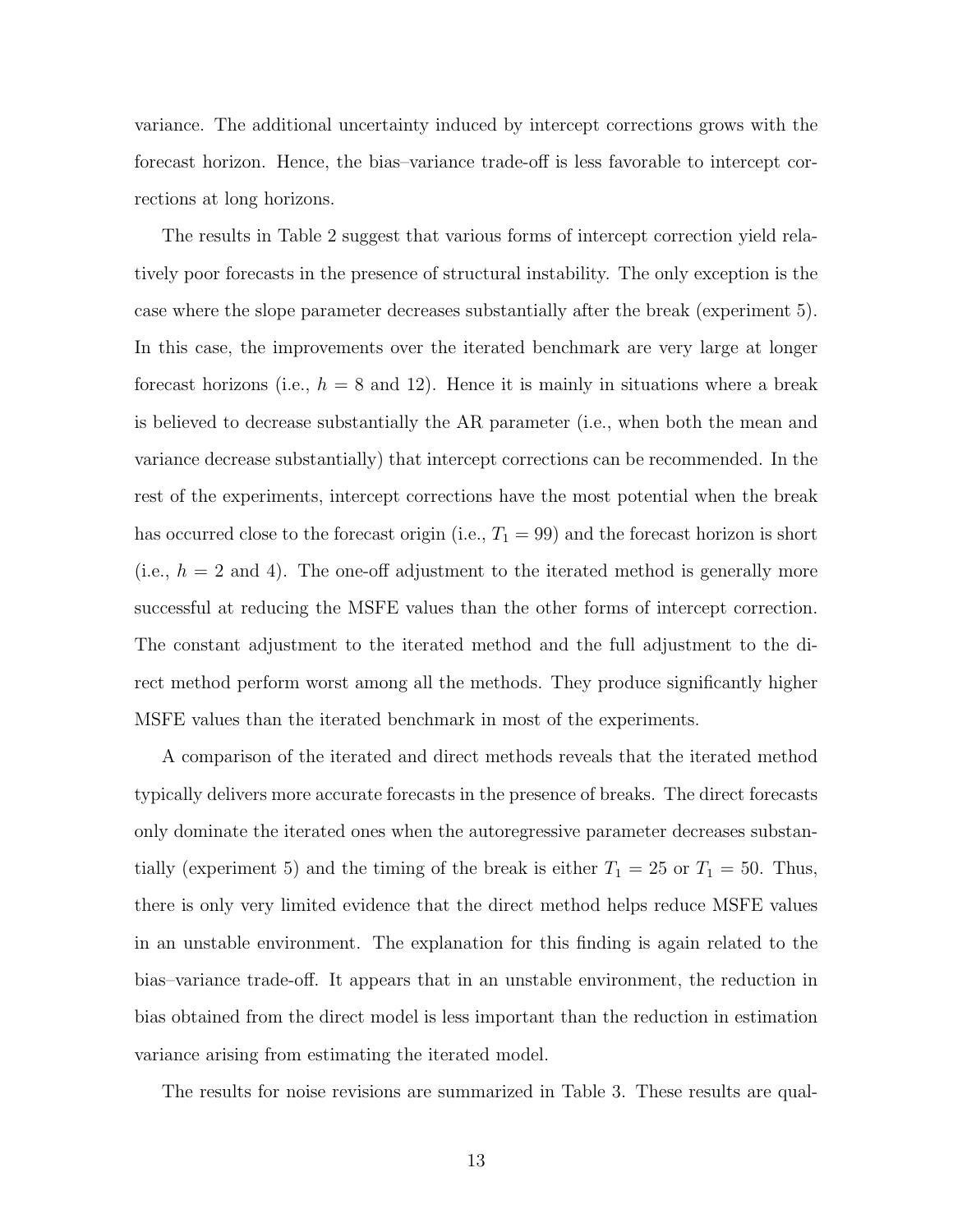variance. The additional uncertainty induced by intercept corrections grows with the forecast horizon. Hence, the bias–variance trade-off is less favorable to intercept corrections at long horizons.

The results in Table 2 suggest that various forms of intercept correction yield relatively poor forecasts in the presence of structural instability. The only exception is the case where the slope parameter decreases substantially after the break (experiment 5). In this case, the improvements over the iterated benchmark are very large at longer forecast horizons (i.e., $h = 8$ and 12). Hence it is mainly in situations where a break is believed to decrease substantially the AR parameter (i.e., when both the mean and variance decrease substantially) that intercept corrections can be recommended. In the rest of the experiments, intercept corrections have the most potential when the break has occurred close to the forecast origin (i.e., $T_1 = 99$) and the forecast horizon is short (i.e., $h = 2$ and 4). The one-off adjustment to the iterated method is generally more successful at reducing the MSFE values than the other forms of intercept correction. The constant adjustment to the iterated method and the full adjustment to the direct method perform worst among all the methods. They produce significantly higher MSFE values than the iterated benchmark in most of the experiments.

A comparison of the iterated and direct methods reveals that the iterated method typically delivers more accurate forecasts in the presence of breaks. The direct forecasts only dominate the iterated ones when the autoregressive parameter decreases substantially (experiment 5) and the timing of the break is either $T_1 = 25$ or $T_1 = 50$. Thus, there is only very limited evidence that the direct method helps reduce MSFE values in an unstable environment. The explanation for this finding is again related to the bias–variance trade-off. It appears that in an unstable environment, the reduction in bias obtained from the direct model is less important than the reduction in estimation variance arising from estimating the iterated model.

The results for noise revisions are summarized in Table 3. These results are qual-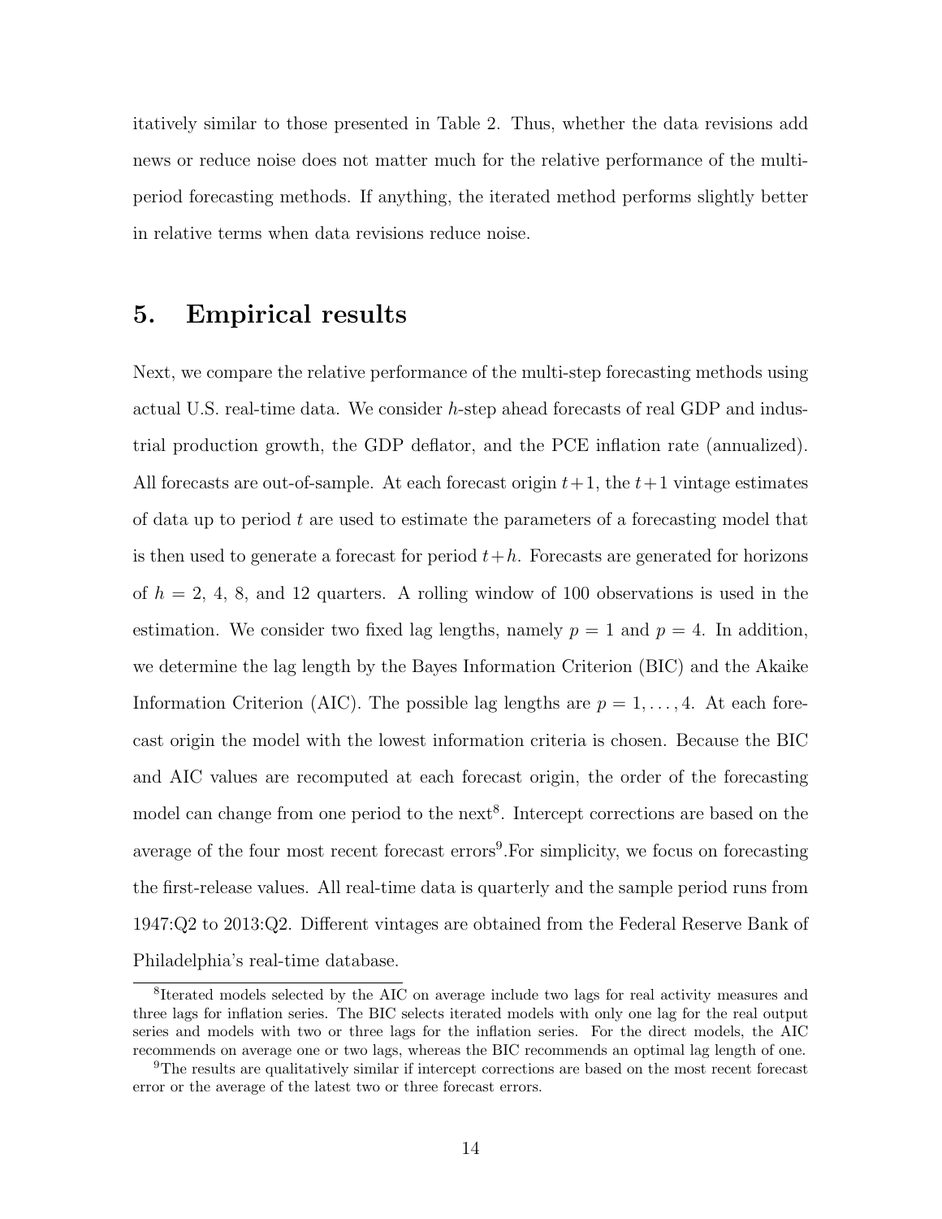itatively similar to those presented in Table 2. Thus, whether the data revisions add news or reduce noise does not matter much for the relative performance of the multi-period forecasting methods. If anything, the iterated method performs slightly better in relative terms when data revisions reduce noise.

## 5. Empirical results

Next, we compare the relative performance of the multi-step forecasting methods using actual U.S. real-time data. We consider $h$-step ahead forecasts of real GDP and industrial production growth, the GDP deflator, and the PCE inflation rate (annualized). All forecasts are out-of-sample. At each forecast origin $t+1$, the $t+1$ vintage estimates of data up to period $t$ are used to estimate the parameters of a forecasting model that is then used to generate a forecast for period $t+h$. Forecasts are generated for horizons of $h = 2$, 4, 8, and 12 quarters. A rolling window of 100 observations is used in the estimation. We consider two fixed lag lengths, namely $p = 1$ and $p = 4$. In addition, we determine the lag length by the Bayes Information Criterion (BIC) and the Akaike Information Criterion (AIC). The possible lag lengths are $p = 1, \ldots, 4$. At each forecast origin the model with the lowest information criteria is chosen. Because the BIC and AIC values are recomputed at each forecast origin, the order of the forecasting model can change from one period to the next[8]. Intercept corrections are based on the average of the four most recent forecast errors[9].For simplicity, we focus on forecasting the first-release values. All real-time data is quarterly and the sample period runs from 1947:Q2 to 2013:Q2. Different vintages are obtained from the Federal Reserve Bank of Philadelphia's real-time database.

[8]Iterated models selected by the AIC on average include two lags for real activity measures and three lags for inflation series. The BIC selects iterated models with only one lag for the real output series and models with two or three lags for the inflation series. For the direct models, the AIC recommends on average one or two lags, whereas the BIC recommends an optimal lag length of one.

[9]The results are qualitatively similar if intercept corrections are based on the most recent forecast error or the average of the latest two or three forecast errors.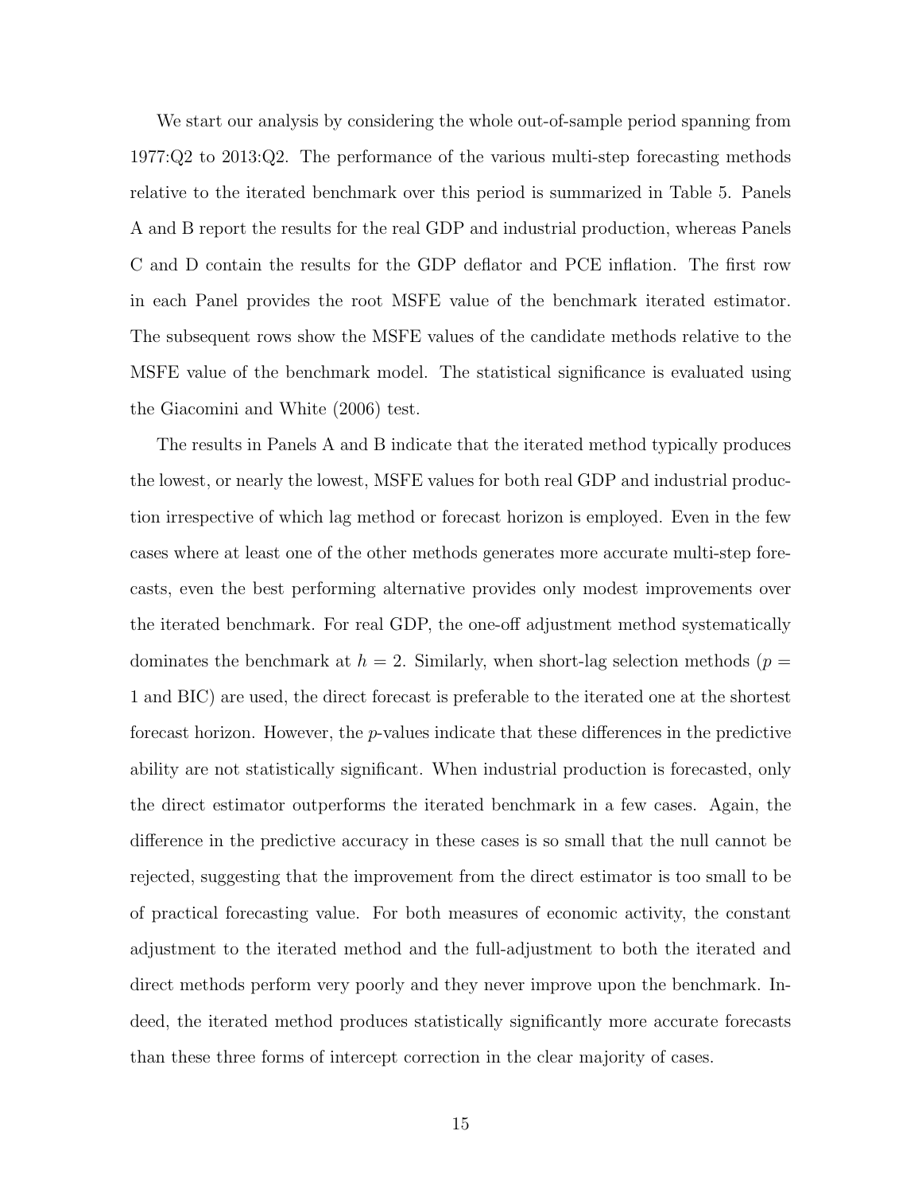We start our analysis by considering the whole out-of-sample period spanning from 1977:Q2 to 2013:Q2. The performance of the various multi-step forecasting methods relative to the iterated benchmark over this period is summarized in Table 5. Panels A and B report the results for the real GDP and industrial production, whereas Panels C and D contain the results for the GDP deflator and PCE inflation. The first row in each Panel provides the root MSFE value of the benchmark iterated estimator. The subsequent rows show the MSFE values of the candidate methods relative to the MSFE value of the benchmark model. The statistical significance is evaluated using the Giacomini and White (2006) test.

The results in Panels A and B indicate that the iterated method typically produces the lowest, or nearly the lowest, MSFE values for both real GDP and industrial production irrespective of which lag method or forecast horizon is employed. Even in the few cases where at least one of the other methods generates more accurate multi-step forecasts, even the best performing alternative provides only modest improvements over the iterated benchmark. For real GDP, the one-off adjustment method systematically dominates the benchmark at $h = 2$. Similarly, when short-lag selection methods ($p = 1$ and BIC) are used, the direct forecast is preferable to the iterated one at the shortest forecast horizon. However, the $p$-values indicate that these differences in the predictive ability are not statistically significant. When industrial production is forecasted, only the direct estimator outperforms the iterated benchmark in a few cases. Again, the difference in the predictive accuracy in these cases is so small that the null cannot be rejected, suggesting that the improvement from the direct estimator is too small to be of practical forecasting value. For both measures of economic activity, the constant adjustment to the iterated method and the full-adjustment to both the iterated and direct methods perform very poorly and they never improve upon the benchmark. Indeed, the iterated method produces statistically significantly more accurate forecasts than these three forms of intercept correction in the clear majority of cases.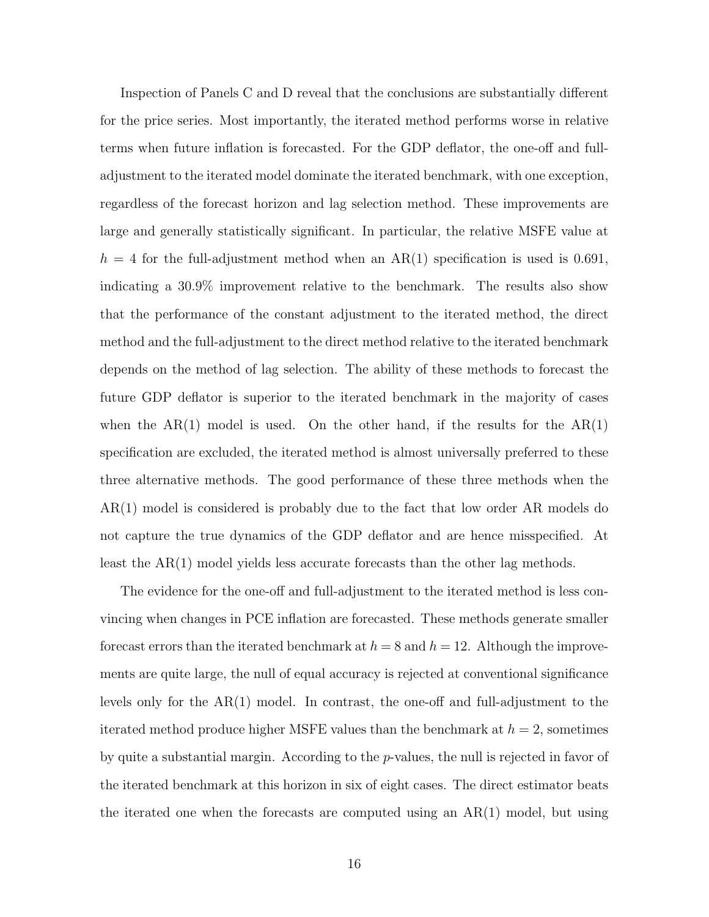Inspection of Panels C and D reveal that the conclusions are substantially different for the price series. Most importantly, the iterated method performs worse in relative terms when future inflation is forecasted. For the GDP deflator, the one-off and full-adjustment to the iterated model dominate the iterated benchmark, with one exception, regardless of the forecast horizon and lag selection method. These improvements are large and generally statistically significant. In particular, the relative MSFE value at $h = 4$ for the full-adjustment method when an AR(1) specification is used is 0.691, indicating a 30.9% improvement relative to the benchmark. The results also show that the performance of the constant adjustment to the iterated method, the direct method and the full-adjustment to the direct method relative to the iterated benchmark depends on the method of lag selection. The ability of these methods to forecast the future GDP deflator is superior to the iterated benchmark in the majority of cases when the AR(1) model is used. On the other hand, if the results for the AR(1) specification are excluded, the iterated method is almost universally preferred to these three alternative methods. The good performance of these three methods when the AR(1) model is considered is probably due to the fact that low order AR models do not capture the true dynamics of the GDP deflator and are hence misspecified. At least the AR(1) model yields less accurate forecasts than the other lag methods.

The evidence for the one-off and full-adjustment to the iterated method is less convincing when changes in PCE inflation are forecasted. These methods generate smaller forecast errors than the iterated benchmark at $h = 8$ and $h = 12$. Although the improvements are quite large, the null of equal accuracy is rejected at conventional significance levels only for the AR(1) model. In contrast, the one-off and full-adjustment to the iterated method produce higher MSFE values than the benchmark at $h = 2$, sometimes by quite a substantial margin. According to the $p$-values, the null is rejected in favor of the iterated benchmark at this horizon in six of eight cases. The direct estimator beats the iterated one when the forecasts are computed using an AR(1) model, but using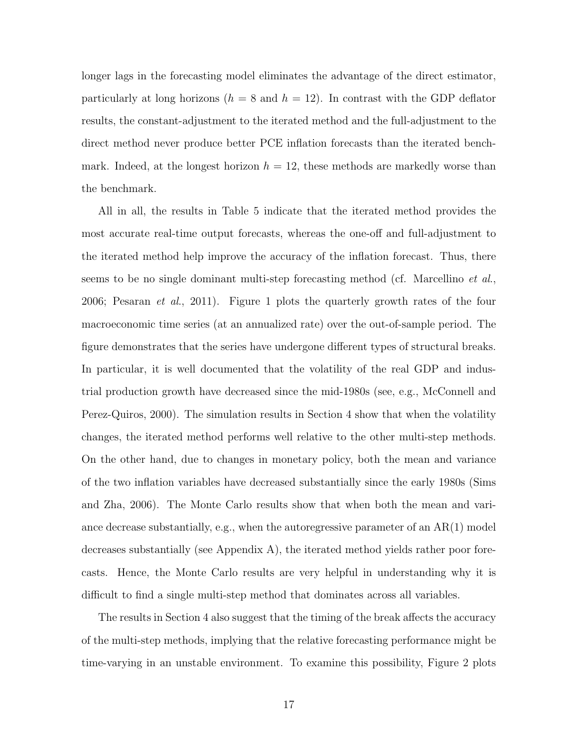longer lags in the forecasting model eliminates the advantage of the direct estimator, particularly at long horizons ($h = 8$ and $h = 12$). In contrast with the GDP deflator results, the constant-adjustment to the iterated method and the full-adjustment to the direct method never produce better PCE inflation forecasts than the iterated benchmark. Indeed, at the longest horizon $h = 12$, these methods are markedly worse than the benchmark.

All in all, the results in Table 5 indicate that the iterated method provides the most accurate real-time output forecasts, whereas the one-off and full-adjustment to the iterated method help improve the accuracy of the inflation forecast. Thus, there seems to be no single dominant multi-step forecasting method (cf. Marcellino *et al.*, 2006; Pesaran *et al.*, 2011). Figure 1 plots the quarterly growth rates of the four macroeconomic time series (at an annualized rate) over the out-of-sample period. The figure demonstrates that the series have undergone different types of structural breaks. In particular, it is well documented that the volatility of the real GDP and industrial production growth have decreased since the mid-1980s (see, e.g., McConnell and Perez-Quiros, 2000). The simulation results in Section 4 show that when the volatility changes, the iterated method performs well relative to the other multi-step methods. On the other hand, due to changes in monetary policy, both the mean and variance of the two inflation variables have decreased substantially since the early 1980s (Sims and Zha, 2006). The Monte Carlo results show that when both the mean and variance decrease substantially, e.g., when the autoregressive parameter of an AR(1) model decreases substantially (see Appendix A), the iterated method yields rather poor forecasts. Hence, the Monte Carlo results are very helpful in understanding why it is difficult to find a single multi-step method that dominates across all variables.

The results in Section 4 also suggest that the timing of the break affects the accuracy of the multi-step methods, implying that the relative forecasting performance might be time-varying in an unstable environment. To examine this possibility, Figure 2 plots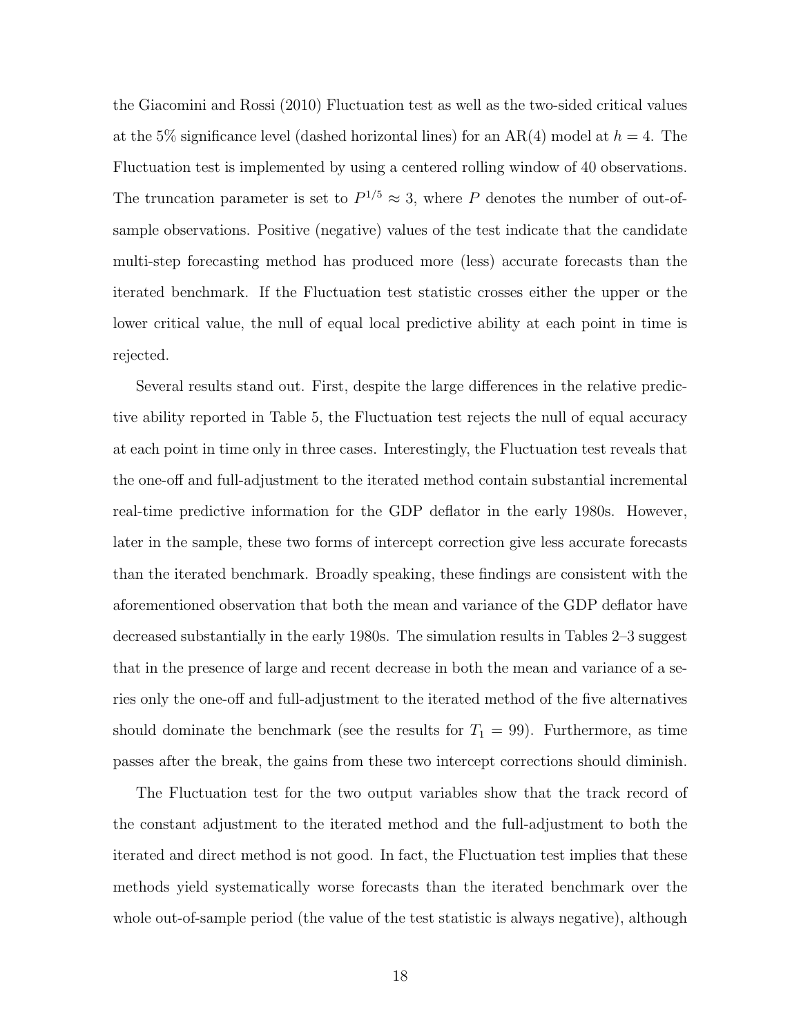the Giacomini and Rossi (2010) Fluctuation test as well as the two-sided critical values at the 5% significance level (dashed horizontal lines) for an AR(4) model at $h = 4$. The Fluctuation test is implemented by using a centered rolling window of 40 observations. The truncation parameter is set to $P^{1/5} \approx 3$, where $P$ denotes the number of out-of-sample observations. Positive (negative) values of the test indicate that the candidate multi-step forecasting method has produced more (less) accurate forecasts than the iterated benchmark. If the Fluctuation test statistic crosses either the upper or the lower critical value, the null of equal local predictive ability at each point in time is rejected.

Several results stand out. First, despite the large differences in the relative predictive ability reported in Table 5, the Fluctuation test rejects the null of equal accuracy at each point in time only in three cases. Interestingly, the Fluctuation test reveals that the one-off and full-adjustment to the iterated method contain substantial incremental real-time predictive information for the GDP deflator in the early 1980s. However, later in the sample, these two forms of intercept correction give less accurate forecasts than the iterated benchmark. Broadly speaking, these findings are consistent with the aforementioned observation that both the mean and variance of the GDP deflator have decreased substantially in the early 1980s. The simulation results in Tables 2–3 suggest that in the presence of large and recent decrease in both the mean and variance of a series only the one-off and full-adjustment to the iterated method of the five alternatives should dominate the benchmark (see the results for $T_1 = 99$). Furthermore, as time passes after the break, the gains from these two intercept corrections should diminish.

The Fluctuation test for the two output variables show that the track record of the constant adjustment to the iterated method and the full-adjustment to both the iterated and direct method is not good. In fact, the Fluctuation test implies that these methods yield systematically worse forecasts than the iterated benchmark over the whole out-of-sample period (the value of the test statistic is always negative), although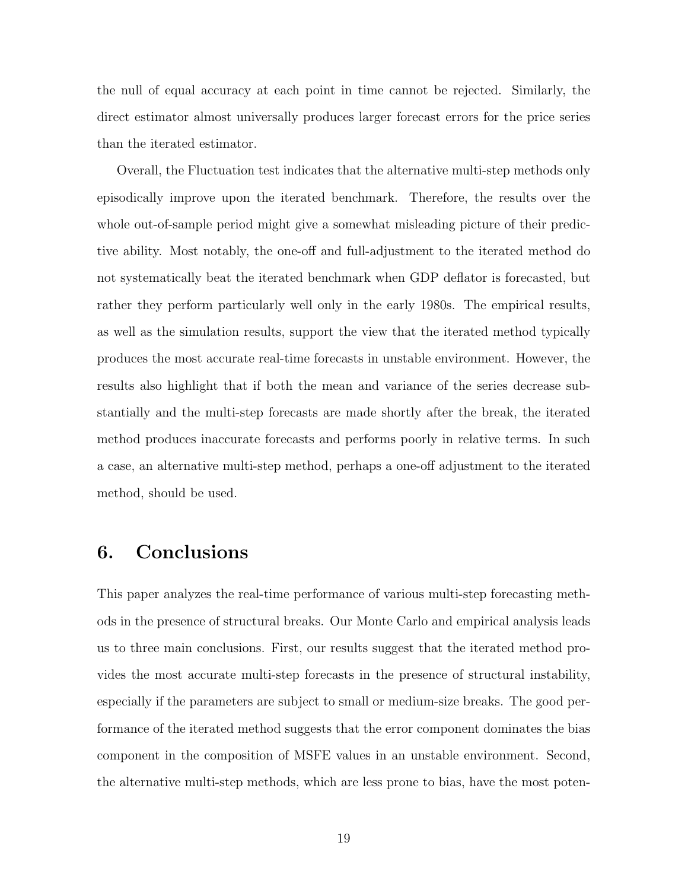the null of equal accuracy at each point in time cannot be rejected. Similarly, the direct estimator almost universally produces larger forecast errors for the price series than the iterated estimator.

Overall, the Fluctuation test indicates that the alternative multi-step methods only episodically improve upon the iterated benchmark. Therefore, the results over the whole out-of-sample period might give a somewhat misleading picture of their predictive ability. Most notably, the one-off and full-adjustment to the iterated method do not systematically beat the iterated benchmark when GDP deflator is forecasted, but rather they perform particularly well only in the early 1980s. The empirical results, as well as the simulation results, support the view that the iterated method typically produces the most accurate real-time forecasts in unstable environment. However, the results also highlight that if both the mean and variance of the series decrease substantially and the multi-step forecasts are made shortly after the break, the iterated method produces inaccurate forecasts and performs poorly in relative terms. In such a case, an alternative multi-step method, perhaps a one-off adjustment to the iterated method, should be used.

## 6. Conclusions

This paper analyzes the real-time performance of various multi-step forecasting methods in the presence of structural breaks. Our Monte Carlo and empirical analysis leads us to three main conclusions. First, our results suggest that the iterated method provides the most accurate multi-step forecasts in the presence of structural instability, especially if the parameters are subject to small or medium-size breaks. The good performance of the iterated method suggests that the error component dominates the bias component in the composition of MSFE values in an unstable environment. Second, the alternative multi-step methods, which are less prone to bias, have the most poten-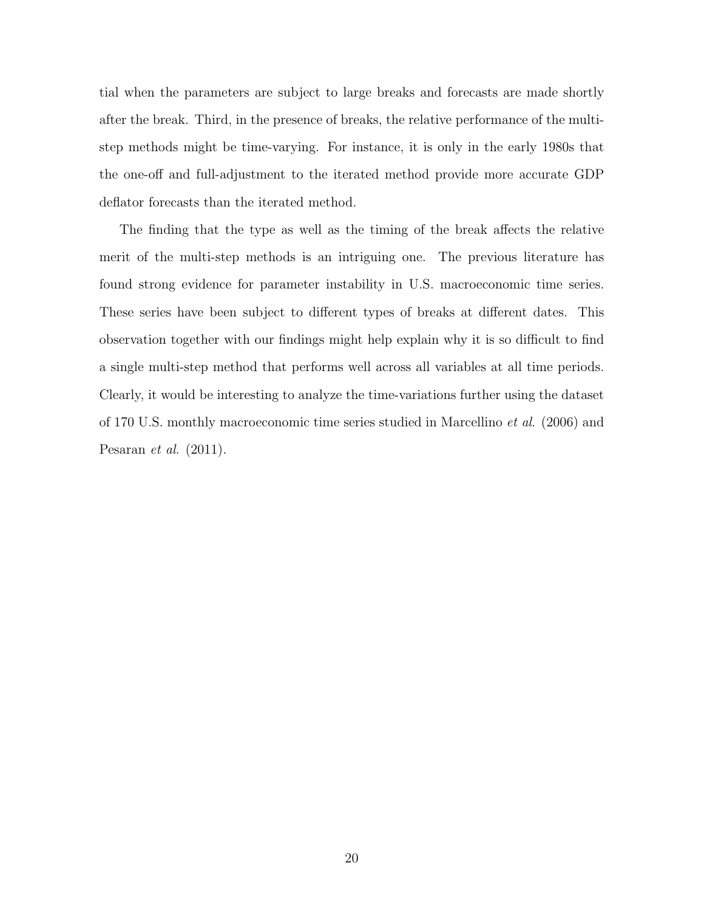tial when the parameters are subject to large breaks and forecasts are made shortly after the break. Third, in the presence of breaks, the relative performance of the multi-step methods might be time-varying. For instance, it is only in the early 1980s that the one-off and full-adjustment to the iterated method provide more accurate GDP deflator forecasts than the iterated method.

The finding that the type as well as the timing of the break affects the relative merit of the multi-step methods is an intriguing one. The previous literature has found strong evidence for parameter instability in U.S. macroeconomic time series. These series have been subject to different types of breaks at different dates. This observation together with our findings might help explain why it is so difficult to find a single multi-step method that performs well across all variables at all time periods. Clearly, it would be interesting to analyze the time-variations further using the dataset of 170 U.S. monthly macroeconomic time series studied in Marcellino *et al*. (2006) and Pesaran *et al*. (2011).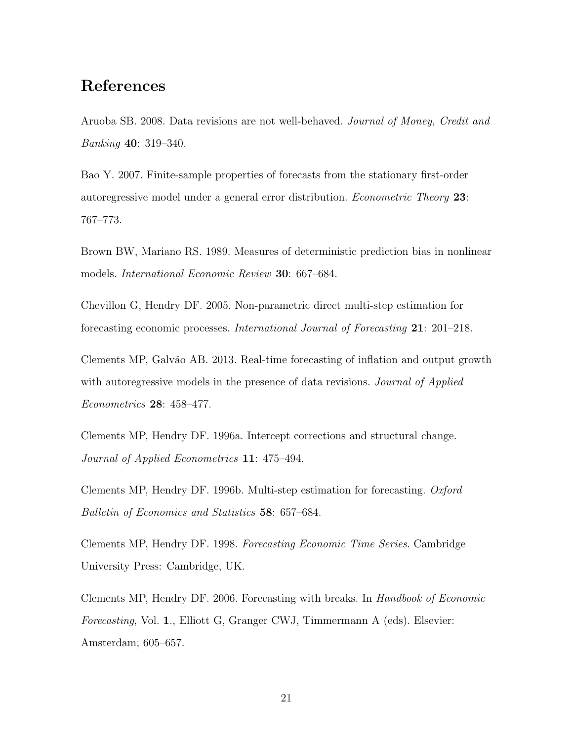# References

Aruoba SB. 2008. Data revisions are not well-behaved. *Journal of Money, Credit and Banking* **40**: 319–340.

Bao Y. 2007. Finite-sample properties of forecasts from the stationary first-order autoregressive model under a general error distribution. *Econometric Theory* **23**: 767–773.

Brown BW, Mariano RS. 1989. Measures of deterministic prediction bias in nonlinear models. *International Economic Review* **30**: 667–684.

Chevillon G, Hendry DF. 2005. Non-parametric direct multi-step estimation for forecasting economic processes. *International Journal of Forecasting* **21**: 201–218.

Clements MP, Galvão AB. 2013. Real-time forecasting of inflation and output growth with autoregressive models in the presence of data revisions. *Journal of Applied Econometrics* **28**: 458–477.

Clements MP, Hendry DF. 1996a. Intercept corrections and structural change. *Journal of Applied Econometrics* **11**: 475–494.

Clements MP, Hendry DF. 1996b. Multi-step estimation for forecasting. *Oxford Bulletin of Economics and Statistics* **58**: 657–684.

Clements MP, Hendry DF. 1998. *Forecasting Economic Time Series*. Cambridge University Press: Cambridge, UK.

Clements MP, Hendry DF. 2006. Forecasting with breaks. In *Handbook of Economic Forecasting*, Vol. **1**., Elliott G, Granger CWJ, Timmermann A (eds). Elsevier: Amsterdam; 605–657.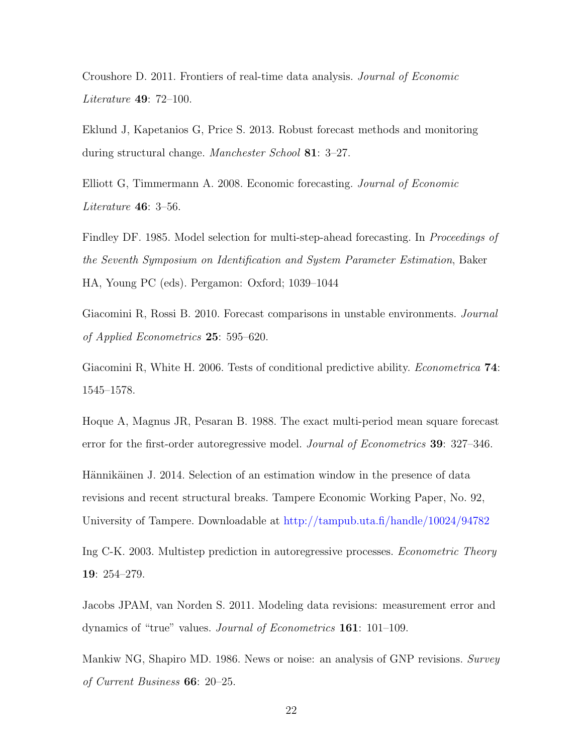Croushore D. 2011. Frontiers of real-time data analysis. *Journal of Economic Literature* **49**: 72–100.

Eklund J, Kapetanios G, Price S. 2013. Robust forecast methods and monitoring during structural change. *Manchester School* **81**: 3–27.

Elliott G, Timmermann A. 2008. Economic forecasting. *Journal of Economic Literature* **46**: 3–56.

Findley DF. 1985. Model selection for multi-step-ahead forecasting. In *Proceedings of the Seventh Symposium on Identification and System Parameter Estimation*, Baker HA, Young PC (eds). Pergamon: Oxford; 1039–1044

Giacomini R, Rossi B. 2010. Forecast comparisons in unstable environments. *Journal of Applied Econometrics* **25**: 595–620.

Giacomini R, White H. 2006. Tests of conditional predictive ability. *Econometrica* **74**: 1545–1578.

Hoque A, Magnus JR, Pesaran B. 1988. The exact multi-period mean square forecast error for the first-order autoregressive model. *Journal of Econometrics* **39**: 327–346.

Hännikäinen J. 2014. Selection of an estimation window in the presence of data revisions and recent structural breaks. Tampere Economic Working Paper, No. 92, University of Tampere. Downloadable at http://tampub.uta.fi/handle/10024/94782

Ing C-K. 2003. Multistep prediction in autoregressive processes. *Econometric Theory* **19**: 254–279.

Jacobs JPAM, van Norden S. 2011. Modeling data revisions: measurement error and dynamics of "true" values. *Journal of Econometrics* **161**: 101–109.

Mankiw NG, Shapiro MD. 1986. News or noise: an analysis of GNP revisions. *Survey of Current Business* **66**: 20–25.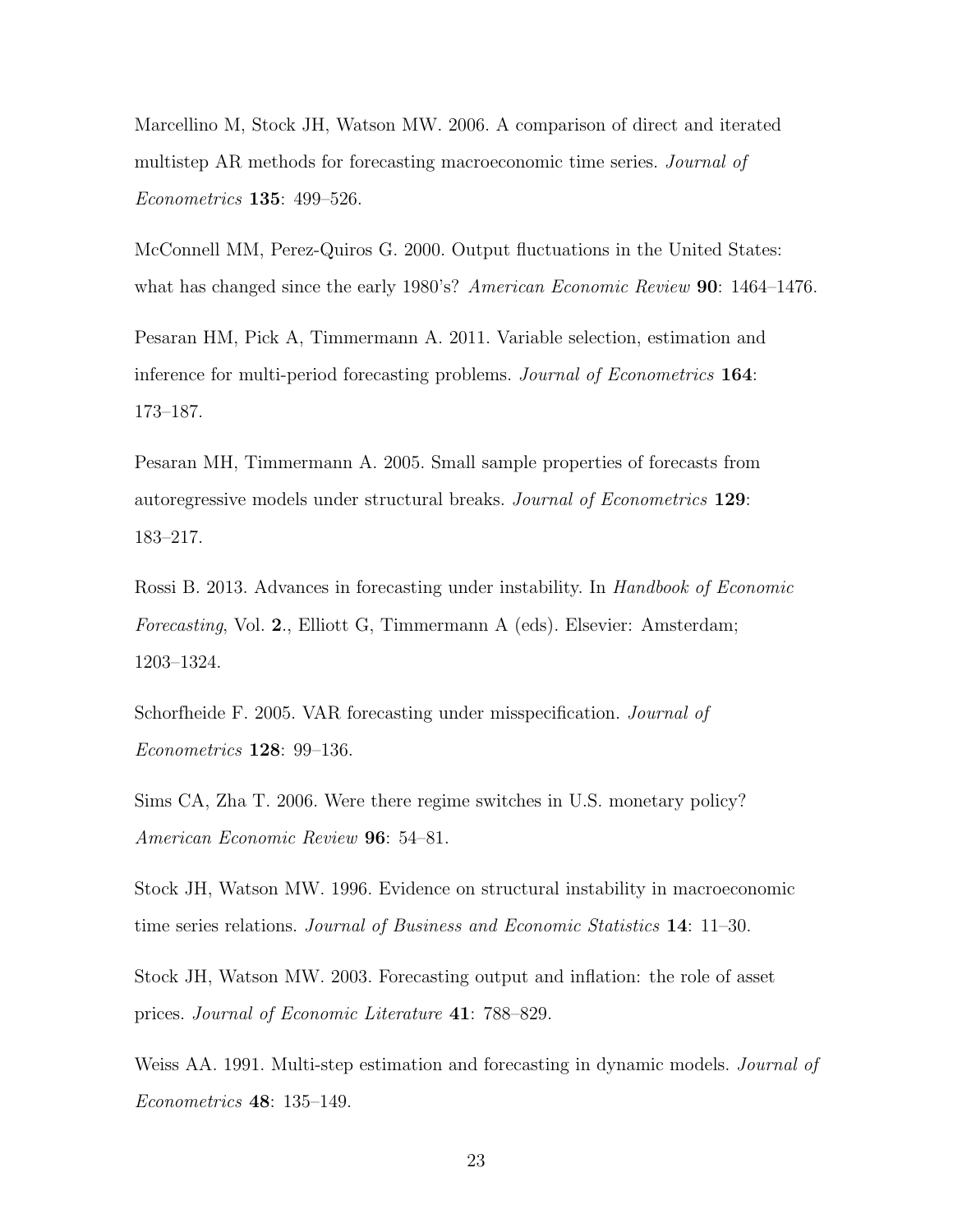Marcellino M, Stock JH, Watson MW. 2006. A comparison of direct and iterated multistep AR methods for forecasting macroeconomic time series. *Journal of Econometrics* **135**: 499–526.

McConnell MM, Perez-Quiros G. 2000. Output fluctuations in the United States: what has changed since the early 1980's? *American Economic Review* **90**: 1464–1476.

Pesaran HM, Pick A, Timmermann A. 2011. Variable selection, estimation and inference for multi-period forecasting problems. *Journal of Econometrics* **164**: 173–187.

Pesaran MH, Timmermann A. 2005. Small sample properties of forecasts from autoregressive models under structural breaks. *Journal of Econometrics* **129**: 183–217.

Rossi B. 2013. Advances in forecasting under instability. In *Handbook of Economic Forecasting*, Vol. **2**., Elliott G, Timmermann A (eds). Elsevier: Amsterdam; 1203–1324.

Schorfheide F. 2005. VAR forecasting under misspecification. *Journal of Econometrics* **128**: 99–136.

Sims CA, Zha T. 2006. Were there regime switches in U.S. monetary policy? *American Economic Review* **96**: 54–81.

Stock JH, Watson MW. 1996. Evidence on structural instability in macroeconomic time series relations. *Journal of Business and Economic Statistics* **14**: 11–30.

Stock JH, Watson MW. 2003. Forecasting output and inflation: the role of asset prices. *Journal of Economic Literature* **41**: 788–829.

Weiss AA. 1991. Multi-step estimation and forecasting in dynamic models. *Journal of Econometrics* **48**: 135–149.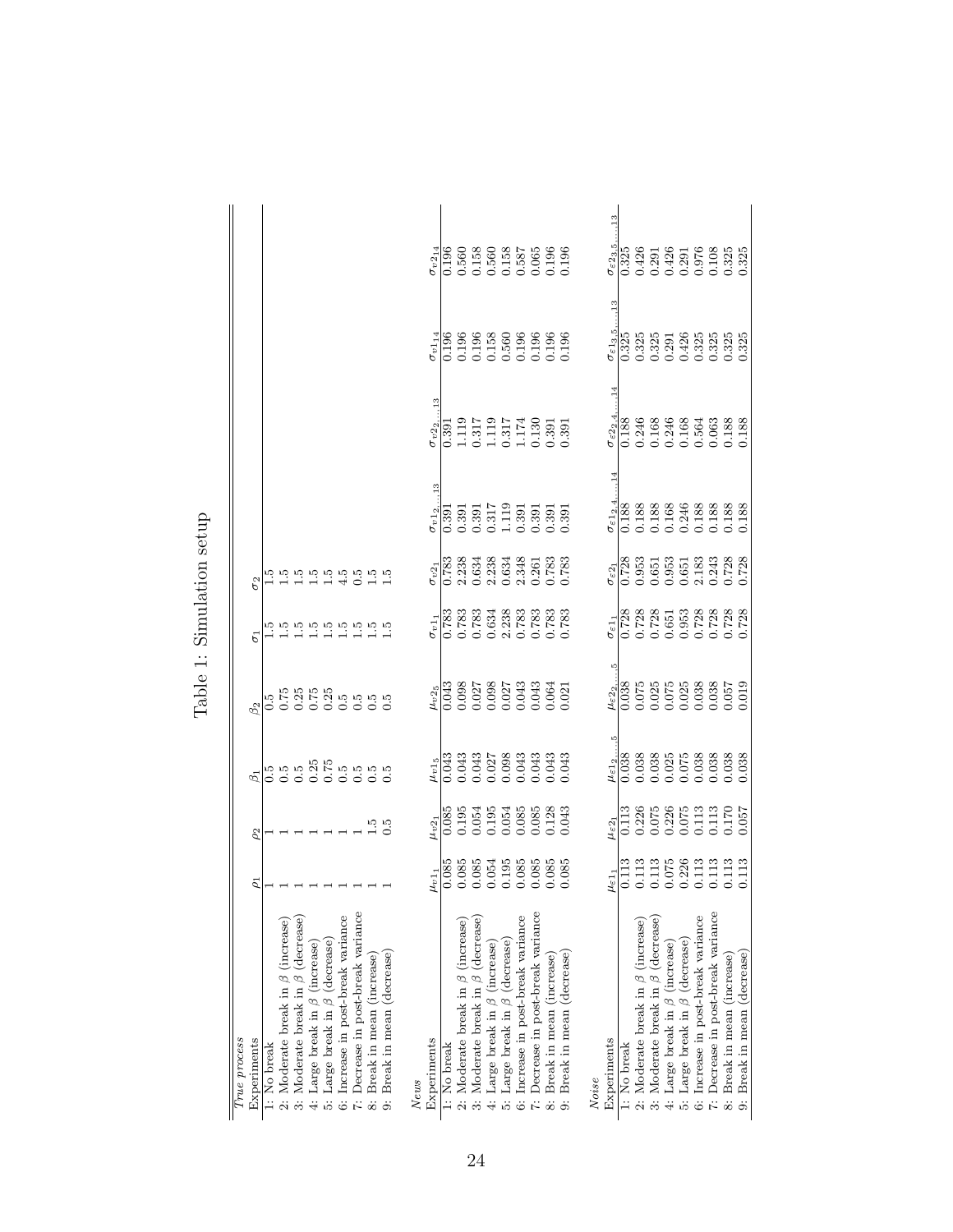Table 1: Simulation setup

| *True process* | | | | | | |
|---|---|---|---|---|---|---|
| Experiments | $\rho_1$ | $\rho_2$ | $\beta_1$ | $\beta_2$ | $\sigma_1$ | $\sigma_2$ |
| 1: No break | 1 | 1 | 0.5 | 0.5 | 1.5 | 1.5 |
| 2: Moderate break in $\beta$ (increase) | 1 | 1 | 0.5 | 0.75 | 1.5 | 1.5 |
| 3: Moderate break in $\beta$ (decrease) | 1 | 1 | 0.5 | 0.25 | 1.5 | 1.5 |
| 4: Large break in $\beta$ (increase) | 1 | 1 | 0.25 | 0.75 | 1.5 | 1.5 |
| 5: Large break in $\beta$ (decrease) | 1 | 1 | 0.75 | 0.25 | 1.5 | 1.5 |
| 6: Increase in post-break variance | 1 | 1 | 0.5 | 0.5 | 1.5 | 4.5 |
| 7: Decrease in post-break variance | 1 | 1 | 0.5 | 0.5 | 1.5 | 0.5 |
| 8: Break in mean (increase) | 1 | 1.5 | 0.5 | 0.5 | 1.5 | 1.5 |
| 9: Break in mean (decrease) | 1 | 0.5 | 0.5 | 0.5 | 1.5 | 1.5 |

| *News* | | | | | | | | | | |
|---|---|---|---|---|---|---|---|---|---|---|
| Experiments | $\mu_{v1_1}$ | $\mu_{v2_1}$ | $\mu_{v1_5}$ | $\mu_{v2_5}$ | $\sigma_{v1_1}$ | $\sigma_{v2_1}$ | $\sigma_{v1_{2,\ldots,13}}$ | $\sigma_{v2_{2,\ldots,13}}$ | $\sigma_{v1_{14}}$ | $\sigma_{v2_{14}}$ |
| 1: No break | 0.085 | 0.085 | 0.043 | 0.043 | 0.783 | 0.783 | 0.391 | 0.391 | 0.196 | 0.196 |
| 2: Moderate break in $\beta$ (increase) | 0.085 | 0.195 | 0.043 | 0.098 | 0.783 | 2.238 | 0.391 | 1.119 | 0.196 | 0.560 |
| 3: Moderate break in $\beta$ (decrease) | 0.085 | 0.054 | 0.043 | 0.027 | 0.783 | 0.634 | 0.391 | 0.317 | 0.196 | 0.158 |
| 4: Large break in $\beta$ (increase) | 0.054 | 0.195 | 0.027 | 0.098 | 0.634 | 2.238 | 0.317 | 1.119 | 0.158 | 0.560 |
| 5: Large break in $\beta$ (decrease) | 0.195 | 0.054 | 0.098 | 0.027 | 2.238 | 0.634 | 1.119 | 0.317 | 0.560 | 0.158 |
| 6: Increase in post-break variance | 0.085 | 0.085 | 0.043 | 0.043 | 0.783 | 2.348 | 0.391 | 1.174 | 0.196 | 0.587 |
| 7: Decrease in post-break variance | 0.085 | 0.085 | 0.043 | 0.043 | 0.783 | 0.261 | 0.391 | 0.130 | 0.196 | 0.065 |
| 8: Break in mean (increase) | 0.085 | 0.128 | 0.043 | 0.064 | 0.783 | 0.783 | 0.391 | 0.391 | 0.196 | 0.196 |
| 9: Break in mean (decrease) | 0.085 | 0.043 | 0.043 | 0.021 | 0.783 | 0.783 | 0.391 | 0.391 | 0.196 | 0.196 |

| *Noise* | | | | | | | | | | |
|---|---|---|---|---|---|---|---|---|---|---|
| Experiments | $\mu_{\varepsilon1_1}$ | $\mu_{\varepsilon2_1}$ | $\mu_{\varepsilon1_{2,\ldots,5}}$ | $\mu_{\varepsilon2_{2,\ldots,5}}$ | $\sigma_{\varepsilon1_1}$ | $\sigma_{\varepsilon2_1}$ | $\sigma_{\varepsilon1_{2,4,\ldots,14}}$ | $\sigma_{\varepsilon2_{2,4,\ldots,14}}$ | $\sigma_{\varepsilon1_{3,5,\ldots,13}}$ | $\sigma_{\varepsilon2_{3,5,\ldots,13}}$ |
| 1: No break | 0.113 | 0.113 | 0.038 | 0.038 | 0.728 | 0.728 | 0.188 | 0.188 | 0.325 | 0.325 |
| 2: Moderate break in $\beta$ (increase) | 0.113 | 0.226 | 0.038 | 0.075 | 0.728 | 0.953 | 0.188 | 0.246 | 0.325 | 0.426 |
| 3: Moderate break in $\beta$ (decrease) | 0.113 | 0.075 | 0.038 | 0.025 | 0.728 | 0.651 | 0.188 | 0.168 | 0.325 | 0.291 |
| 4: Large break in $\beta$ (increase) | 0.075 | 0.226 | 0.025 | 0.075 | 0.651 | 0.953 | 0.168 | 0.246 | 0.291 | 0.426 |
| 5: Large break in $\beta$ (decrease) | 0.226 | 0.075 | 0.075 | 0.025 | 0.953 | 0.651 | 0.246 | 0.168 | 0.426 | 0.291 |
| 6: Increase in post-break variance | 0.113 | 0.113 | 0.038 | 0.038 | 0.728 | 2.183 | 0.188 | 0.564 | 0.325 | 0.976 |
| 7: Decrease in post-break variance | 0.113 | 0.113 | 0.038 | 0.038 | 0.728 | 0.243 | 0.188 | 0.063 | 0.325 | 0.108 |
| 8: Break in mean (increase) | 0.113 | 0.170 | 0.038 | 0.057 | 0.728 | 0.728 | 0.188 | 0.188 | 0.325 | 0.325 |
| 9: Break in mean (decrease) | 0.113 | 0.057 | 0.038 | 0.019 | 0.728 | 0.728 | 0.188 | 0.188 | 0.325 | 0.325 |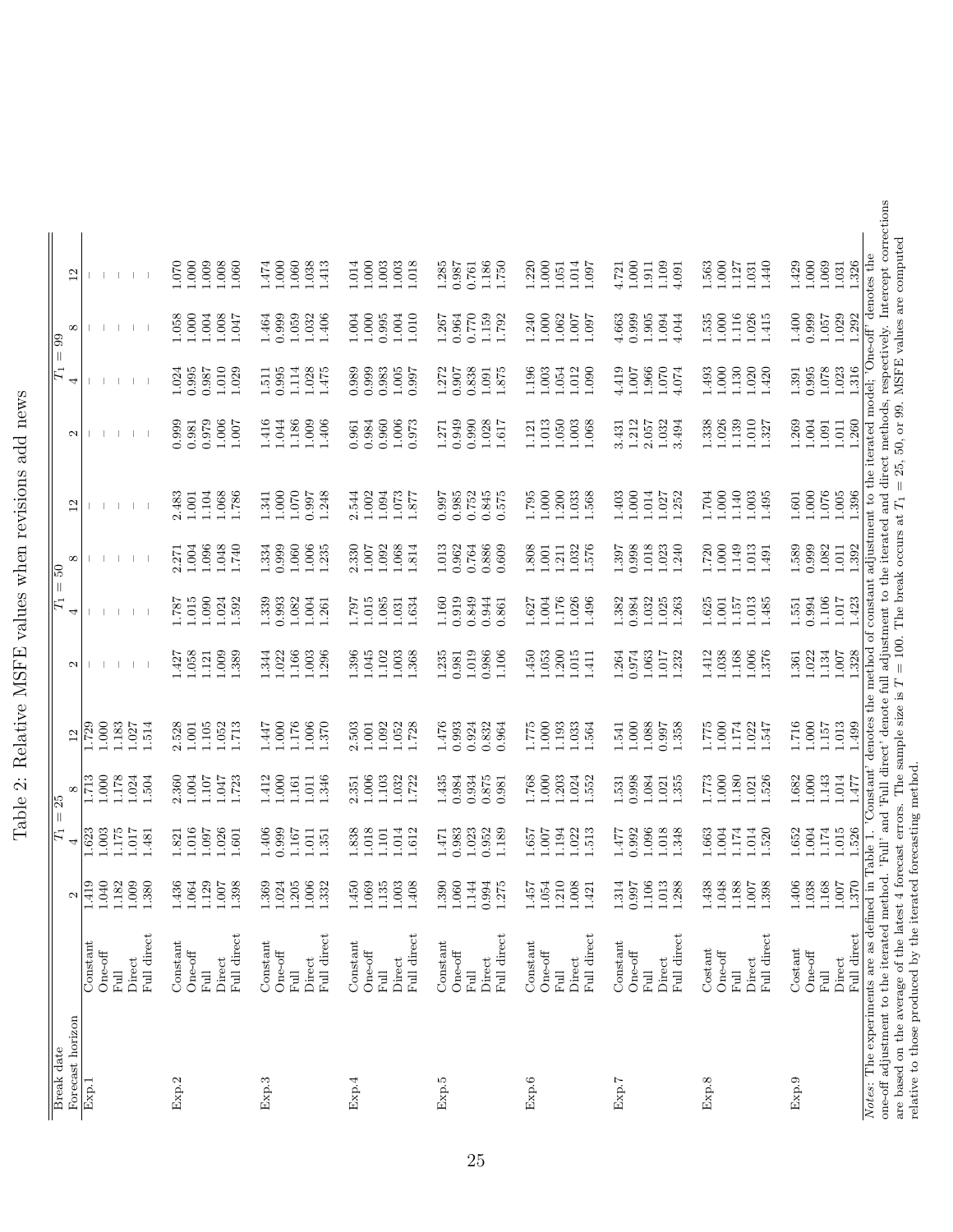# Table 2: Relative MSFE values when revisions add news

| Break date | | $T_1 = 25$ | | | | $T_1 = 50$ | | | | $T_1 = 99$ | | | |
|---|---|---|---|---|---|---|---|---|---|---|---|---|---|
| Forecast horizon | | 2 | 4 | 8 | 12 | 2 | 4 | 8 | 12 | 2 | 4 | 8 | 12 |
| Exp.1 | Constant | 1.419 | 1.623 | 1.713 | 1.729 | – | – | – | – | – | – | – | – |
| | One-off | 1.040 | 1.003 | 1.000 | 1.000 | – | – | – | – | – | – | – | – |
| | Full | 1.182 | 1.175 | 1.178 | 1.183 | – | – | – | – | – | – | – | – |
| | Direct | 1.009 | 1.017 | 1.024 | 1.027 | – | – | – | – | – | – | – | – |
| | Full direct | 1.380 | 1.481 | 1.504 | 1.514 | – | – | – | – | – | – | – | – |
| Exp.2 | Constant | 1.436 | 1.821 | 2.360 | 2.528 | 1.427 | 1.787 | 2.271 | 2.483 | 0.999 | 1.024 | 1.058 | 1.070 |
| | One-off | 1.064 | 1.016 | 1.004 | 1.001 | 1.058 | 1.015 | 1.004 | 1.001 | 0.981 | 0.995 | 1.000 | 1.000 |
| | Full | 1.129 | 1.097 | 1.107 | 1.105 | 1.121 | 1.090 | 1.096 | 1.104 | 0.979 | 0.987 | 1.004 | 1.009 |
| | Direct | 1.007 | 1.026 | 1.047 | 1.052 | 1.009 | 1.024 | 1.048 | 1.068 | 1.006 | 1.010 | 1.008 | 1.008 |
| | Full direct | 1.398 | 1.601 | 1.723 | 1.713 | 1.389 | 1.592 | 1.740 | 1.786 | 1.007 | 1.029 | 1.047 | 1.060 |
| Exp.3 | Constant | 1.369 | 1.406 | 1.412 | 1.447 | 1.344 | 1.339 | 1.334 | 1.341 | 1.416 | 1.511 | 1.464 | 1.474 |
| | One-off | 1.024 | 0.999 | 1.000 | 1.000 | 1.022 | 0.993 | 0.999 | 1.000 | 1.044 | 0.995 | 0.999 | 1.000 |
| | Full | 1.205 | 1.167 | 1.161 | 1.176 | 1.166 | 1.082 | 1.060 | 1.070 | 1.186 | 1.114 | 1.059 | 1.060 |
| | Direct | 1.006 | 1.011 | 1.011 | 1.006 | 1.003 | 1.004 | 1.006 | 0.997 | 1.009 | 1.028 | 1.032 | 1.038 |
| | Full direct | 1.332 | 1.351 | 1.346 | 1.370 | 1.296 | 1.261 | 1.235 | 1.248 | 1.406 | 1.475 | 1.406 | 1.413 |
| Exp.4 | Constant | 1.450 | 1.838 | 2.351 | 2.503 | 1.396 | 1.797 | 2.330 | 2.544 | 0.961 | 0.989 | 1.004 | 1.014 |
| | One-off | 1.069 | 1.018 | 1.006 | 1.001 | 1.045 | 1.015 | 1.007 | 1.002 | 0.984 | 0.999 | 1.000 | 1.000 |
| | Full | 1.135 | 1.101 | 1.103 | 1.092 | 1.102 | 1.085 | 1.092 | 1.094 | 0.960 | 0.983 | 0.995 | 1.003 |
| | Direct | 1.003 | 1.014 | 1.032 | 1.052 | 1.003 | 1.031 | 1.068 | 1.073 | 1.006 | 1.005 | 1.004 | 1.003 |
| | Full direct | 1.408 | 1.612 | 1.722 | 1.728 | 1.368 | 1.634 | 1.814 | 1.877 | 0.973 | 0.997 | 1.010 | 1.018 |
| Exp.5 | Constant | 1.390 | 1.471 | 1.435 | 1.476 | 1.235 | 1.160 | 1.013 | 0.997 | 1.271 | 1.272 | 1.267 | 1.285 |
| | One-off | 1.060 | 0.983 | 0.984 | 0.993 | 0.981 | 0.919 | 0.962 | 0.985 | 0.949 | 0.907 | 0.964 | 0.987 |
| | Full | 1.144 | 1.023 | 0.934 | 0.924 | 1.019 | 0.849 | 0.764 | 0.752 | 0.990 | 0.838 | 0.770 | 0.761 |
| | Direct | 0.994 | 0.952 | 0.875 | 0.832 | 0.986 | 0.944 | 0.886 | 0.845 | 1.028 | 1.091 | 1.159 | 1.186 |
| | Full direct | 1.275 | 1.189 | 0.981 | 0.964 | 1.106 | 0.861 | 0.609 | 0.575 | 1.617 | 1.875 | 1.792 | 1.750 |
| Exp.6 | Constant | 1.457 | 1.657 | 1.768 | 1.775 | 1.450 | 1.627 | 1.808 | 1.795 | 1.121 | 1.196 | 1.240 | 1.220 |
| | One-off | 1.054 | 1.007 | 1.000 | 1.000 | 1.053 | 1.004 | 1.001 | 1.000 | 1.013 | 1.003 | 1.000 | 1.000 |
| | Full | 1.210 | 1.194 | 1.203 | 1.193 | 1.200 | 1.176 | 1.211 | 1.200 | 1.050 | 1.054 | 1.062 | 1.051 |
| | Direct | 1.008 | 1.022 | 1.024 | 1.033 | 1.015 | 1.026 | 1.032 | 1.033 | 1.003 | 1.012 | 1.007 | 1.014 |
| | Full direct | 1.421 | 1.513 | 1.552 | 1.564 | 1.411 | 1.496 | 1.576 | 1.568 | 1.068 | 1.090 | 1.097 | 1.097 |
| Exp.7 | Constant | 1.314 | 1.477 | 1.531 | 1.541 | 1.264 | 1.382 | 1.397 | 1.403 | 3.431 | 4.419 | 4.663 | 4.721 |
| | One-off | 0.997 | 0.992 | 0.998 | 1.000 | 0.974 | 0.984 | 0.998 | 1.000 | 1.212 | 1.007 | 0.999 | 1.000 |
| | Full | 1.106 | 1.096 | 1.084 | 1.088 | 1.063 | 1.032 | 1.018 | 1.014 | 2.057 | 1.966 | 1.905 | 1.911 |
| | Direct | 1.013 | 1.018 | 1.021 | 0.997 | 1.017 | 1.025 | 1.023 | 1.027 | 1.032 | 1.070 | 1.094 | 1.109 |
| | Full direct | 1.288 | 1.348 | 1.355 | 1.358 | 1.232 | 1.263 | 1.240 | 1.252 | 3.494 | 4.074 | 4.044 | 4.091 |
| Exp.8 | Costant | 1.438 | 1.663 | 1.773 | 1.775 | 1.412 | 1.625 | 1.720 | 1.704 | 1.338 | 1.493 | 1.535 | 1.563 |
| | One-off | 1.048 | 1.004 | 1.000 | 1.000 | 1.038 | 1.001 | 1.000 | 1.000 | 1.026 | 1.000 | 1.000 | 1.000 |
| | Full | 1.188 | 1.174 | 1.180 | 1.174 | 1.168 | 1.157 | 1.149 | 1.140 | 1.139 | 1.130 | 1.116 | 1.127 |
| | Direct | 1.007 | 1.014 | 1.021 | 1.022 | 1.006 | 1.013 | 1.013 | 1.003 | 1.010 | 1.020 | 1.026 | 1.031 |
| | Full direct | 1.398 | 1.520 | 1.526 | 1.547 | 1.376 | 1.485 | 1.491 | 1.495 | 1.327 | 1.420 | 1.415 | 1.440 |
| Exp.9 | Costant | 1.406 | 1.652 | 1.682 | 1.716 | 1.361 | 1.551 | 1.589 | 1.601 | 1.269 | 1.391 | 1.400 | 1.429 |
| | One-off | 1.038 | 1.004 | 1.000 | 1.000 | 1.022 | 0.994 | 0.999 | 1.000 | 1.004 | 0.995 | 0.999 | 1.000 |
| | Full | 1.168 | 1.174 | 1.143 | 1.157 | 1.134 | 1.106 | 1.082 | 1.076 | 1.091 | 1.078 | 1.057 | 1.069 |
| | Direct | 1.007 | 1.015 | 1.014 | 1.013 | 1.007 | 1.017 | 1.011 | 1.005 | 1.011 | 1.023 | 1.029 | 1.031 |
| | Full direct | 1.370 | 1.526 | 1.477 | 1.499 | 1.328 | 1.423 | 1.392 | 1.396 | 1.260 | 1.316 | 1.292 | 1.326 |

*Notes*: The experiments are as defined in Table 1. 'Constant' denotes the method of constant adjustment to the iterated model; 'One-off' denotes the one-off adjustment to the iterated method. 'Full' and 'Full direct' denote full adjustment to the iterated and direct methods, respectively. Intercept corrections are based on the average of the latest 4 forecast errors. The sample size is $T = 100$. The break occurs at $T_1 = 25$, 50, or 99. MSFE values are computed relative to those produced by the iterated forecasting method.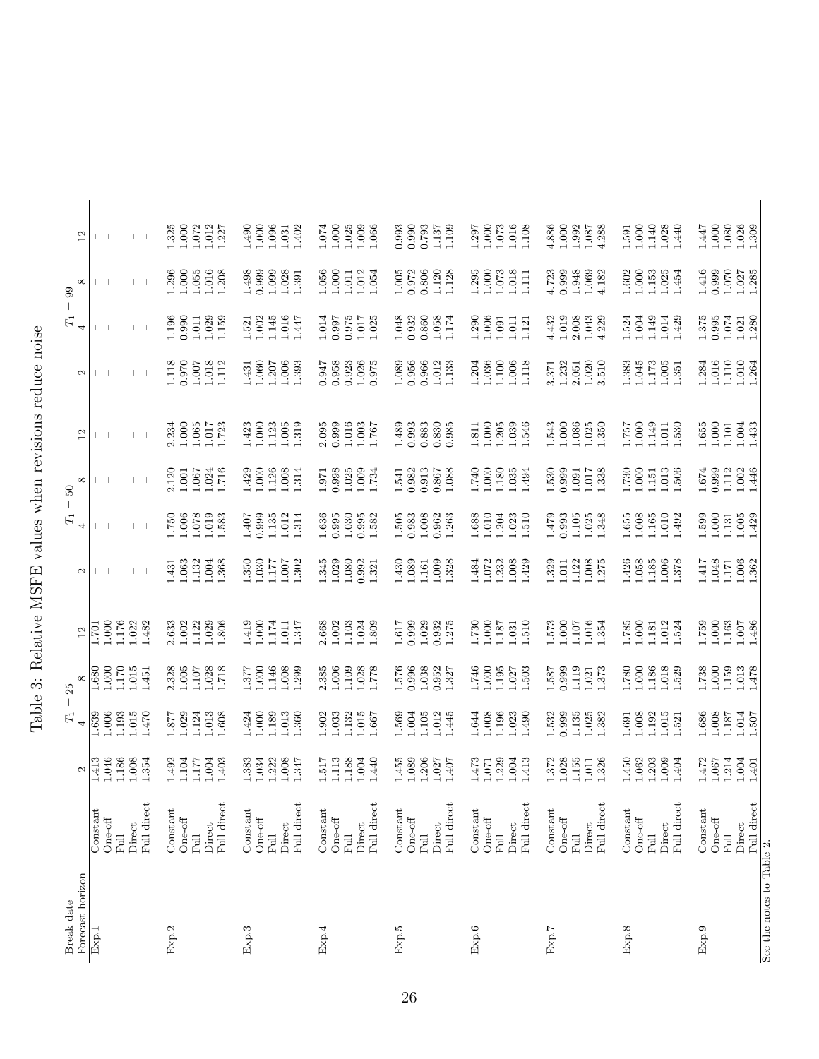# Table 3: Relative MSFE values when revisions reduce noise

| Break date | | $T_1 = 25$ | | | | $T_1 = 50$ | | | | $T_1 = 99$ | | | |
|---|---|---|---|---|---|---|---|---|---|---|---|---|---|
| Forecast horizon | | 2 | 4 | 8 | 12 | 2 | 4 | 8 | 12 | 2 | 4 | 8 | 12 |
| Exp.1 | Constant | 1.413 | 1.639 | 1.680 | 1.701 | – | – | – | – | – | – | – | – |
| | One-off | 1.046 | 1.006 | 1.000 | 1.000 | – | – | – | – | – | – | – | – |
| | Full | 1.186 | 1.193 | 1.170 | 1.176 | – | – | – | – | – | – | – | – |
| | Direct | 1.008 | 1.015 | 1.015 | 1.022 | – | – | – | – | – | – | – | – |
| | Full direct | 1.354 | 1.470 | 1.451 | 1.482 | – | – | – | – | – | – | – | – |
| Exp.2 | Constant | 1.492 | 1.877 | 2.328 | 2.633 | 1.431 | 1.750 | 2.120 | 2.234 | 1.118 | 1.196 | 1.296 | 1.325 |
| | One-off | 1.104 | 1.029 | 1.005 | 1.002 | 1.063 | 1.006 | 1.001 | 1.000 | 0.970 | 0.990 | 1.000 | 1.000 |
| | Full | 1.177 | 1.124 | 1.107 | 1.122 | 1.132 | 1.078 | 1.067 | 1.065 | 1.007 | 1.011 | 1.055 | 1.072 |
| | Direct | 1.004 | 1.013 | 1.028 | 1.029 | 1.004 | 1.019 | 1.024 | 1.017 | 1.018 | 1.029 | 1.016 | 1.012 |
| | Full direct | 1.403 | 1.608 | 1.718 | 1.806 | 1.368 | 1.583 | 1.716 | 1.723 | 1.112 | 1.159 | 1.208 | 1.227 |
| Exp.3 | Constant | 1.383 | 1.424 | 1.377 | 1.419 | 1.350 | 1.407 | 1.429 | 1.423 | 1.431 | 1.521 | 1.498 | 1.490 |
| | One-off | 1.034 | 1.000 | 1.000 | 1.000 | 1.030 | 0.999 | 1.000 | 1.000 | 1.060 | 1.002 | 0.999 | 1.000 |
| | Full | 1.222 | 1.189 | 1.146 | 1.174 | 1.177 | 1.135 | 1.126 | 1.123 | 1.207 | 1.145 | 1.099 | 1.096 |
| | Direct | 1.008 | 1.013 | 1.008 | 1.011 | 1.007 | 1.012 | 1.008 | 1.005 | 1.006 | 1.016 | 1.028 | 1.031 |
| | Full direct | 1.347 | 1.360 | 1.299 | 1.347 | 1.302 | 1.314 | 1.314 | 1.319 | 1.393 | 1.447 | 1.391 | 1.402 |
| Exp.4 | Constant | 1.517 | 1.902 | 2.385 | 2.668 | 1.345 | 1.636 | 1.971 | 2.095 | 0.947 | 1.014 | 1.056 | 1.074 |
| | One-off | 1.113 | 1.033 | 1.006 | 1.002 | 1.029 | 0.995 | 0.998 | 0.999 | 0.958 | 0.997 | 1.000 | 1.000 |
| | Full | 1.188 | 1.132 | 1.109 | 1.103 | 1.080 | 1.030 | 1.025 | 1.016 | 0.923 | 0.975 | 1.011 | 1.025 |
| | Direct | 1.004 | 1.015 | 1.028 | 1.024 | 0.992 | 0.995 | 1.009 | 1.003 | 1.026 | 1.017 | 1.012 | 1.009 |
| | Full direct | 1.440 | 1.667 | 1.778 | 1.809 | 1.321 | 1.582 | 1.734 | 1.767 | 0.975 | 1.025 | 1.054 | 1.066 |
| Exp.5 | Constant | 1.455 | 1.569 | 1.576 | 1.617 | 1.430 | 1.505 | 1.541 | 1.489 | 1.089 | 1.048 | 1.005 | 0.993 |
| | One-off | 1.089 | 1.004 | 0.996 | 0.999 | 1.089 | 0.983 | 0.982 | 0.993 | 0.956 | 0.932 | 0.972 | 0.990 |
| | Full | 1.206 | 1.105 | 1.038 | 1.029 | 1.161 | 1.008 | 0.913 | 0.883 | 0.966 | 0.860 | 0.806 | 0.793 |
| | Direct | 1.027 | 1.012 | 0.952 | 0.932 | 1.009 | 0.962 | 0.867 | 0.830 | 1.012 | 1.058 | 1.120 | 1.137 |
| | Full direct | 1.407 | 1.445 | 1.327 | 1.275 | 1.328 | 1.263 | 1.088 | 0.985 | 1.133 | 1.174 | 1.128 | 1.109 |
| Exp.6 | Constant | 1.473 | 1.644 | 1.746 | 1.730 | 1.484 | 1.688 | 1.740 | 1.811 | 1.204 | 1.290 | 1.295 | 1.297 |
| | One-off | 1.071 | 1.008 | 1.000 | 1.000 | 1.072 | 1.010 | 1.000 | 1.000 | 1.036 | 1.006 | 1.000 | 1.000 |
| | Full | 1.229 | 1.196 | 1.195 | 1.187 | 1.232 | 1.204 | 1.180 | 1.205 | 1.100 | 1.091 | 1.073 | 1.073 |
| | Direct | 1.004 | 1.023 | 1.027 | 1.031 | 1.008 | 1.023 | 1.035 | 1.039 | 1.006 | 1.011 | 1.018 | 1.016 |
| | Full direct | 1.413 | 1.490 | 1.503 | 1.510 | 1.429 | 1.510 | 1.494 | 1.546 | 1.118 | 1.121 | 1.111 | 1.108 |
| Exp.7 | Constant | 1.372 | 1.532 | 1.587 | 1.573 | 1.329 | 1.479 | 1.530 | 1.543 | 3.371 | 4.432 | 4.723 | 4.886 |
| | One-off | 1.028 | 0.999 | 0.999 | 1.000 | 1.011 | 0.993 | 0.999 | 1.000 | 1.232 | 1.019 | 0.999 | 1.000 |
| | Full | 1.155 | 1.135 | 1.119 | 1.107 | 1.122 | 1.105 | 1.091 | 1.086 | 2.051 | 2.008 | 1.948 | 1.992 |
| | Direct | 1.011 | 1.025 | 1.021 | 1.016 | 1.008 | 1.025 | 1.017 | 1.025 | 1.020 | 1.043 | 1.069 | 1.087 |
| | Full direct | 1.326 | 1.382 | 1.373 | 1.354 | 1.275 | 1.348 | 1.338 | 1.350 | 3.510 | 4.229 | 4.182 | 4.288 |
| Exp.8 | Constant | 1.450 | 1.691 | 1.780 | 1.785 | 1.426 | 1.655 | 1.730 | 1.757 | 1.383 | 1.524 | 1.602 | 1.591 |
| | One-off | 1.062 | 1.008 | 1.000 | 1.000 | 1.058 | 1.008 | 1.000 | 1.000 | 1.045 | 1.004 | 1.000 | 1.000 |
| | Full | 1.203 | 1.192 | 1.186 | 1.181 | 1.185 | 1.165 | 1.151 | 1.149 | 1.173 | 1.149 | 1.153 | 1.140 |
| | Direct | 1.009 | 1.015 | 1.018 | 1.012 | 1.006 | 1.010 | 1.013 | 1.011 | 1.005 | 1.014 | 1.025 | 1.028 |
| | Full direct | 1.404 | 1.521 | 1.529 | 1.524 | 1.378 | 1.492 | 1.506 | 1.530 | 1.351 | 1.429 | 1.454 | 1.440 |
| Exp.9 | Constant | 1.472 | 1.686 | 1.738 | 1.759 | 1.417 | 1.599 | 1.674 | 1.655 | 1.284 | 1.375 | 1.416 | 1.447 |
| | One-off | 1.067 | 1.008 | 1.000 | 1.000 | 1.048 | 1.000 | 0.999 | 1.000 | 1.016 | 0.995 | 0.999 | 1.000 |
| | Full | 1.214 | 1.187 | 1.159 | 1.163 | 1.171 | 1.131 | 1.112 | 1.101 | 1.110 | 1.074 | 1.070 | 1.080 |
| | Direct | 1.004 | 1.014 | 1.013 | 1.007 | 1.006 | 1.005 | 1.002 | 1.004 | 1.010 | 1.021 | 1.027 | 1.026 |
| | Full direct | 1.401 | 1.507 | 1.478 | 1.486 | 1.362 | 1.429 | 1.446 | 1.433 | 1.264 | 1.280 | 1.285 | 1.309 |

See the notes to Table 2.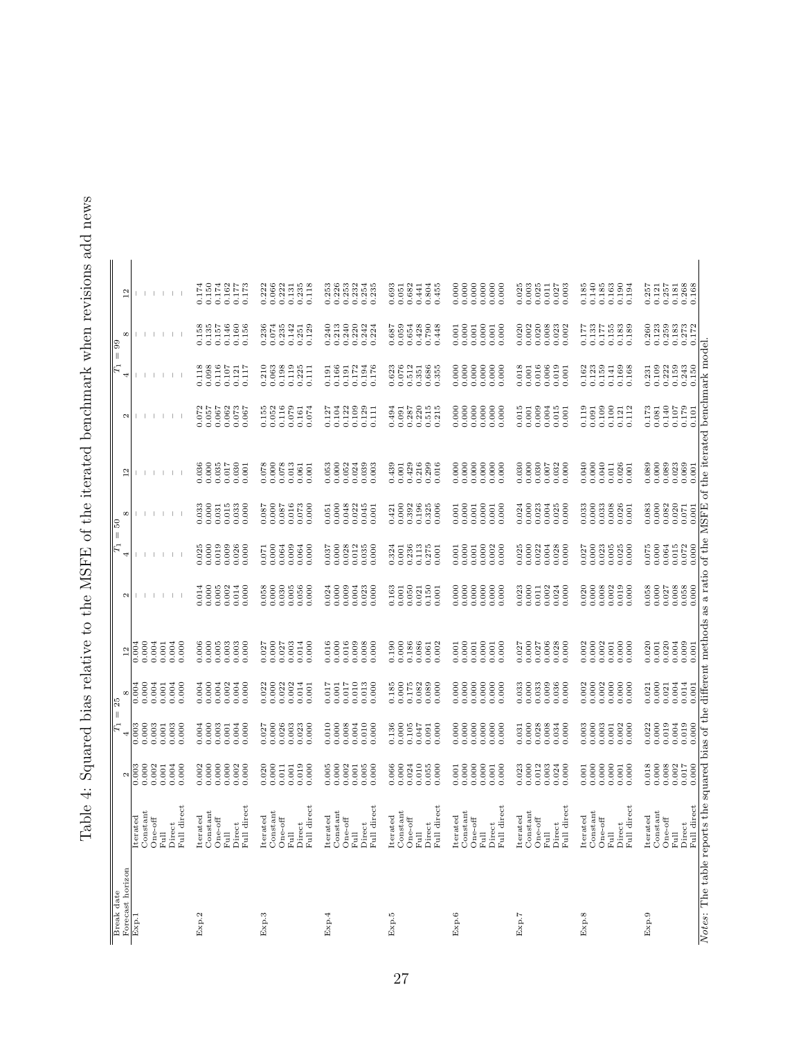# Table 4: Squared bias relative to the MSFE of the iterated benchmark when revisions add news

| Break date | | $T_1 = 25$ | | | | $T_1 = 50$ | | | | $T_1 = 99$ | | | |
|---|---|---|---|---|---|---|---|---|---|---|---|---|---|
| Forecast horizon | | 2 | 4 | 8 | 12 | 2 | 4 | 8 | 12 | 2 | 4 | 8 | 12 |
| Exp.1 | Iterated | 0.003 | 0.003 | 0.004 | 0.004 | – | – | – | – | – | – | – | – |
| | Constant | 0.000 | 0.000 | 0.000 | 0.000 | – | – | – | – | – | – | – | – |
| | One-off | 0.002 | 0.003 | 0.004 | 0.004 | – | – | – | – | – | – | – | – |
| | Full | 0.001 | 0.001 | 0.001 | 0.001 | – | – | – | – | – | – | – | – |
| | Direct | 0.004 | 0.003 | 0.004 | 0.004 | – | – | – | – | – | – | – | – |
| | Full direct | 0.000 | 0.000 | 0.000 | 0.000 | – | – | – | – | – | – | – | – |
| Exp.2 | Iterated | 0.002 | 0.004 | 0.004 | 0.006 | 0.014 | 0.025 | 0.033 | 0.036 | 0.072 | 0.118 | 0.158 | 0.174 |
| | Constant | 0.000 | 0.000 | 0.000 | 0.000 | 0.000 | 0.000 | 0.000 | 0.000 | 0.057 | 0.098 | 0.135 | 0.150 |
| | One-off | 0.000 | 0.003 | 0.004 | 0.005 | 0.005 | 0.019 | 0.031 | 0.035 | 0.067 | 0.116 | 0.157 | 0.174 |
| | Full | 0.000 | 0.001 | 0.002 | 0.003 | 0.002 | 0.009 | 0.015 | 0.017 | 0.062 | 0.107 | 0.146 | 0.162 |
| | Direct | 0.002 | 0.004 | 0.004 | 0.003 | 0.014 | 0.026 | 0.033 | 0.030 | 0.073 | 0.121 | 0.160 | 0.177 |
| | Full direct | 0.000 | 0.000 | 0.000 | 0.000 | 0.000 | 0.000 | 0.000 | 0.001 | 0.067 | 0.117 | 0.156 | 0.173 |
| Exp.3 | Iterated | 0.020 | 0.027 | 0.022 | 0.027 | 0.058 | 0.071 | 0.087 | 0.078 | 0.155 | 0.210 | 0.236 | 0.222 |
| | Constant | 0.000 | 0.000 | 0.000 | 0.000 | 0.000 | 0.000 | 0.000 | 0.000 | 0.052 | 0.063 | 0.074 | 0.066 |
| | One-off | 0.011 | 0.026 | 0.022 | 0.027 | 0.030 | 0.064 | 0.087 | 0.078 | 0.116 | 0.198 | 0.235 | 0.222 |
| | Full | 0.011 | 0.003 | 0.002 | 0.003 | 0.005 | 0.009 | 0.016 | 0.013 | 0.079 | 0.119 | 0.142 | 0.131 |
| | Direct | 0.019 | 0.023 | 0.014 | 0.014 | 0.056 | 0.064 | 0.073 | 0.061 | 0.161 | 0.225 | 0.251 | 0.235 |
| | Full direct | 0.000 | 0.000 | 0.001 | 0.000 | 0.000 | 0.000 | 0.000 | 0.001 | 0.074 | 0.111 | 0.129 | 0.118 |
| Exp.4 | Iterated | 0.005 | 0.010 | 0.017 | 0.016 | 0.024 | 0.037 | 0.051 | 0.053 | 0.127 | 0.191 | 0.240 | 0.253 |
| | Constant | 0.000 | 0.000 | 0.001 | 0.000 | 0.000 | 0.000 | 0.000 | 0.000 | 0.104 | 0.166 | 0.213 | 0.226 |
| | One-off | 0.002 | 0.008 | 0.017 | 0.016 | 0.009 | 0.028 | 0.048 | 0.052 | 0.122 | 0.191 | 0.240 | 0.253 |
| | Full | 0.001 | 0.004 | 0.010 | 0.009 | 0.004 | 0.012 | 0.022 | 0.024 | 0.109 | 0.172 | 0.220 | 0.232 |
| | Direct | 0.005 | 0.010 | 0.013 | 0.008 | 0.023 | 0.035 | 0.045 | 0.039 | 0.129 | 0.194 | 0.242 | 0.254 |
| | Full direct | 0.000 | 0.000 | 0.000 | 0.000 | 0.000 | 0.000 | 0.001 | 0.003 | 0.111 | 0.176 | 0.224 | 0.235 |
| Exp.5 | Iterated | 0.066 | 0.136 | 0.185 | 0.190 | 0.163 | 0.324 | 0.421 | 0.439 | 0.494 | 0.623 | 0.687 | 0.693 |
| | Constant | 0.000 | 0.000 | 0.000 | 0.000 | 0.001 | 0.001 | 0.000 | 0.001 | 0.091 | 0.076 | 0.059 | 0.051 |
| | One-off | 0.024 | 0.105 | 0.175 | 0.186 | 0.050 | 0.236 | 0.392 | 0.429 | 0.287 | 0.512 | 0.654 | 0.682 |
| | Full | 0.010 | 0.047 | 0.082 | 0.086 | 0.021 | 0.113 | 0.196 | 0.216 | 0.220 | 0.351 | 0.428 | 0.441 |
| | Direct | 0.055 | 0.091 | 0.089 | 0.061 | 0.150 | 0.275 | 0.325 | 0.299 | 0.515 | 0.686 | 0.790 | 0.804 |
| | Full direct | 0.000 | 0.000 | 0.000 | 0.002 | 0.001 | 0.001 | 0.006 | 0.016 | 0.215 | 0.355 | 0.448 | 0.455 |
| Exp.6 | Iterated | 0.001 | 0.000 | 0.000 | 0.001 | 0.000 | 0.001 | 0.001 | 0.000 | 0.000 | 0.000 | 0.001 | 0.000 |
| | Constant | 0.000 | 0.000 | 0.000 | 0.000 | 0.000 | 0.000 | 0.000 | 0.000 | 0.000 | 0.000 | 0.000 | 0.000 |
| | One-off | 0.000 | 0.000 | 0.000 | 0.001 | 0.000 | 0.001 | 0.001 | 0.000 | 0.000 | 0.000 | 0.001 | 0.000 |
| | Full | 0.000 | 0.000 | 0.000 | 0.000 | 0.000 | 0.000 | 0.000 | 0.000 | 0.000 | 0.000 | 0.000 | 0.000 |
| | Direct | 0.001 | 0.000 | 0.000 | 0.001 | 0.000 | 0.002 | 0.001 | 0.000 | 0.000 | 0.000 | 0.001 | 0.000 |
| | Full direct | 0.000 | 0.000 | 0.000 | 0.000 | 0.000 | 0.000 | 0.000 | 0.000 | 0.000 | 0.000 | 0.000 | 0.000 |
| Exp.7 | Iterated | 0.023 | 0.031 | 0.033 | 0.027 | 0.023 | 0.025 | 0.024 | 0.030 | 0.015 | 0.018 | 0.020 | 0.025 |
| | Constant | 0.000 | 0.000 | 0.000 | 0.000 | 0.000 | 0.000 | 0.000 | 0.000 | 0.001 | 0.001 | 0.002 | 0.003 |
| | One-off | 0.012 | 0.028 | 0.033 | 0.027 | 0.011 | 0.022 | 0.023 | 0.030 | 0.009 | 0.016 | 0.020 | 0.025 |
| | Full | 0.003 | 0.008 | 0.009 | 0.006 | 0.002 | 0.004 | 0.004 | 0.007 | 0.004 | 0.006 | 0.008 | 0.011 |
| | Direct | 0.024 | 0.034 | 0.036 | 0.028 | 0.024 | 0.028 | 0.025 | 0.032 | 0.015 | 0.019 | 0.023 | 0.027 |
| | Full direct | 0.000 | 0.000 | 0.000 | 0.000 | 0.000 | 0.000 | 0.000 | 0.000 | 0.001 | 0.001 | 0.002 | 0.003 |
| Exp.8 | Iterated | 0.001 | 0.003 | 0.002 | 0.002 | 0.020 | 0.027 | 0.033 | 0.040 | 0.119 | 0.162 | 0.177 | 0.185 |
| | Constant | 0.000 | 0.000 | 0.000 | 0.000 | 0.000 | 0.000 | 0.000 | 0.000 | 0.091 | 0.123 | 0.133 | 0.140 |
| | One-off | 0.000 | 0.003 | 0.002 | 0.002 | 0.008 | 0.023 | 0.033 | 0.040 | 0.109 | 0.159 | 0.177 | 0.185 |
| | Full | 0.000 | 0.001 | 0.000 | 0.001 | 0.002 | 0.005 | 0.008 | 0.011 | 0.100 | 0.141 | 0.155 | 0.163 |
| | Direct | 0.001 | 0.002 | 0.000 | 0.000 | 0.019 | 0.025 | 0.026 | 0.026 | 0.121 | 0.169 | 0.183 | 0.190 |
| | Full direct | 0.000 | 0.000 | 0.000 | 0.000 | 0.000 | 0.000 | 0.001 | 0.001 | 0.112 | 0.168 | 0.189 | 0.194 |
| Exp.9 | Iterated | 0.018 | 0.022 | 0.021 | 0.020 | 0.058 | 0.075 | 0.083 | 0.089 | 0.173 | 0.231 | 0.260 | 0.257 |
| | Constant | 0.000 | 0.000 | 0.000 | 0.001 | 0.000 | 0.000 | 0.000 | 0.000 | 0.081 | 0.109 | 0.123 | 0.121 |
| | One-off | 0.008 | 0.019 | 0.021 | 0.020 | 0.027 | 0.064 | 0.082 | 0.089 | 0.140 | 0.222 | 0.259 | 0.257 |
| | Full | 0.002 | 0.004 | 0.004 | 0.004 | 0.008 | 0.015 | 0.020 | 0.023 | 0.107 | 0.159 | 0.183 | 0.181 |
| | Direct | 0.017 | 0.019 | 0.014 | 0.009 | 0.058 | 0.072 | 0.071 | 0.069 | 0.179 | 0.243 | 0.273 | 0.268 |
| | Full direct | 0.000 | 0.000 | 0.001 | 0.001 | 0.000 | 0.000 | 0.001 | 0.001 | 0.101 | 0.150 | 0.172 | 0.168 |

*Notes*: The table reports the squared bias of the different methods as a ratio of the MSFE of the iterated benchmark model.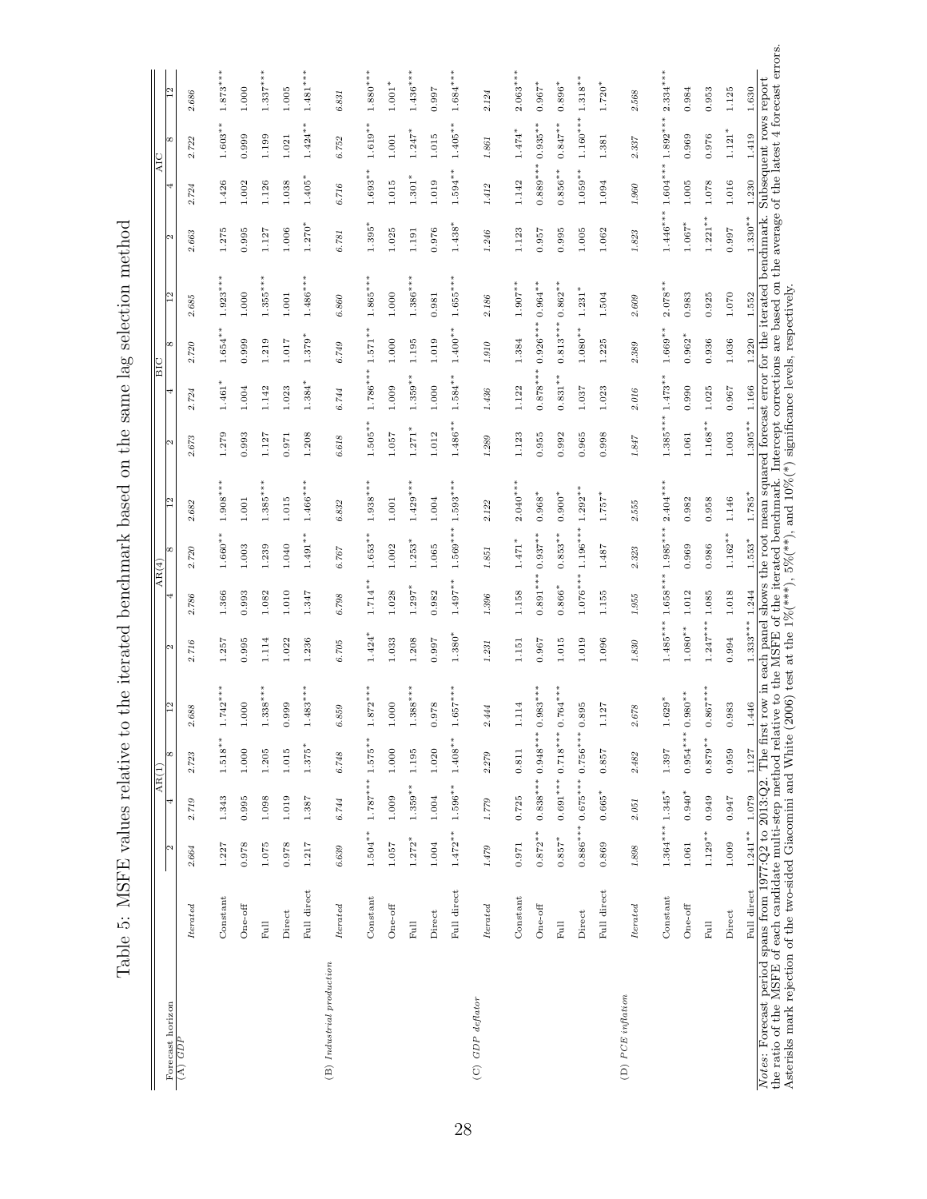Table 5: MSFE values relative to the iterated benchmark based on the same lag selection method

| Forecast horizon | | AR(1) | | | | AR(4) | | | | BIC | | | | AIC | | | |
|---|---|---|---|---|---|---|---|---|---|---|---|---|---|---|---|---|---|
| | | 2 | 4 | 8 | 12 | 2 | 4 | 8 | 12 | 2 | 4 | 8 | 12 | 2 | 4 | 8 | 12 |
| (A) *GDP* | *Iterated* | *2.664* | *2.719* | *2.723* | *2.688* | *2.716* | *2.786* | *2.720* | *2.682* | *2.673* | *2.724* | *2.720* | *2.685* | *2.663* | *2.724* | *2.722* | *2.686* |
| | Constant | 1.227 | 1.343 | 1.518** | 1.742*** | 1.257 | 1.366 | 1.660** | 1.908*** | 1.279 | 1.461* | 1.654** | 1.923*** | 1.275 | 1.426 | 1.603** | 1.873*** |
| | One-off | 0.978 | 0.995 | 1.000 | 1.000 | 0.995 | 0.993 | 1.003 | 1.001 | 0.993 | 1.004 | 0.999 | 1.000 | 0.995 | 1.002 | 0.999 | 1.000 |
| | Full | 1.075 | 1.098 | 1.205 | 1.338*** | 1.114 | 1.082 | 1.239 | 1.385*** | 1.127 | 1.142 | 1.219 | 1.355*** | 1.127 | 1.126 | 1.199 | 1.337*** |
| | Direct | 0.978 | 1.019 | 1.015 | 0.999 | 1.022 | 1.010 | 1.040 | 1.015 | 0.971 | 1.023 | 1.017 | 1.001 | 1.006 | 1.038 | 1.021 | 1.005 |
| | Full direct | 1.217 | 1.387 | 1.375* | 1.483*** | 1.236 | 1.347 | 1.491** | 1.466*** | 1.208 | 1.384* | 1.379* | 1.486*** | 1.270* | 1.405* | 1.424** | 1.481*** |
| (B) *Industrial production* | *Iterated* | *6.639* | *6.744* | *6.748* | *6.859* | *6.705* | *6.798* | *6.767* | *6.832* | *6.618* | *6.744* | *6.749* | *6.860* | *6.781* | *6.716* | *6.752* | *6.831* |
| | Constant | 1.504** | 1.787*** | 1.575** | 1.872*** | 1.424* | 1.714** | 1.653** | 1.938*** | 1.505** | 1.786*** | 1.571** | 1.865*** | 1.395* | 1.693** | 1.619** | 1.880*** |
| | One-off | 1.057 | 1.009 | 1.000 | 1.000 | 1.033 | 1.028 | 1.002 | 1.001 | 1.057 | 1.009 | 1.000 | 1.000 | 1.025 | 1.015 | 1.001 | 1.001* |
| | Full | 1.272* | 1.359** | 1.195 | 1.388*** | 1.208 | 1.297* | 1.253* | 1.429*** | 1.271* | 1.359** | 1.195 | 1.386*** | 1.191 | 1.301* | 1.247* | 1.436*** |
| | Direct | 1.004 | 1.004 | 1.020 | 0.978 | 0.997 | 0.982 | 1.065 | 1.004 | 1.012 | 1.000 | 1.019 | 0.981 | 0.976 | 1.019 | 1.015 | 0.997 |
| | Full direct | 1.472** | 1.596** | 1.408** | 1.657*** | 1.380* | 1.497** | 1.569*** | 1.593*** | 1.486** | 1.584** | 1.400** | 1.655*** | 1.438* | 1.594** | 1.405** | 1.684*** |
| (C) *GDP deflator* | *Iterated* | *1.479* | *1.779* | *2.279* | *2.444* | *1.231* | *1.396* | *1.851* | *2.122* | *1.289* | *1.436* | *1.910* | *2.186* | *1.246* | *1.412* | *1.861* | *2.124* |
| | Constant | 0.971 | 0.725 | 0.811 | 1.114 | 1.151 | 1.158 | 1.471* | 2.040*** | 1.123 | 1.122 | 1.384 | 1.907** | 1.123 | 1.142 | 1.474* | 2.063*** |
| | One-off | 0.872** | 0.838*** | 0.948*** | 0.983*** | 0.967 | 0.891*** | 0.937** | 0.968* | 0.955 | 0.878*** | 0.926*** | 0.964** | 0.957 | 0.889*** | 0.935** | 0.967* |
| | Full | 0.857* | 0.691*** | 0.718*** | 0.764*** | 1.015 | 0.866* | 0.853** | 0.900* | 0.992 | 0.831** | 0.813*** | 0.862** | 0.995 | 0.856** | 0.847** | 0.896* |
| | Direct | 0.886*** | 0.675*** | 0.756*** | 0.895 | 1.019 | 1.076*** | 1.196*** | 1.292** | 0.965 | 1.037 | 1.080** | 1.231* | 1.005 | 1.059** | 1.160*** | 1.318** |
| | Full direct | 0.869 | 0.665* | 0.857 | 1.127 | 1.096 | 1.155 | 1.487 | 1.757* | 0.998 | 1.023 | 1.225 | 1.504 | 1.062 | 1.094 | 1.381 | 1.720* |
| (D) *PCE inflation* | *Iterated* | *1.898* | *2.051* | *2.482* | *2.678* | *1.830* | *1.955* | *2.323* | *2.555* | *1.847* | *2.016* | *2.389* | *2.609* | *1.823* | *1.960* | *2.337* | *2.568* |
| | Constant | 1.364*** | 1.345* | 1.397 | 1.629* | 1.485*** | 1.658*** | 1.985*** | 2.404*** | 1.385*** | 1.473** | 1.669** | 2.078** | 1.446*** | 1.604*** | 1.892*** | 2.334*** |
| | One-off | 1.061 | 0.940* | 0.954*** | 0.980** | 1.080** | 1.012 | 0.969 | 0.982 | 1.061 | 0.990 | 0.962* | 0.983 | 1.067* | 1.005 | 0.969 | 0.984 |
| | Full | 1.129** | 0.949 | 0.879** | 0.867*** | 1.247*** | 1.085 | 0.986 | 0.958 | 1.168** | 1.025 | 0.936 | 0.925 | 1.221** | 1.078 | 0.976 | 0.953 |
| | Direct | 1.009 | 0.947 | 0.959 | 0.983 | 0.994 | 1.018 | 1.162** | 1.146 | 1.003 | 0.967 | 1.036 | 1.070 | 0.997 | 1.016 | 1.121* | 1.125 |
| | Full direct | 1.241** | 1.079 | 1.127 | 1.446 | 1.333*** | 1.244 | 1.553* | 1.785* | 1.305** | 1.166 | 1.220 | 1.552 | 1.330** | 1.230 | 1.419 | 1.630 |

*Notes*: Forecast period spans from 1977:Q2 to 2013:Q2. The first row in each panel shows the root mean squared forecast error for the iterated benchmark. Subsequent rows report the ratio of the MSFE of each candidate multi-step method relative to the MSFE of the iterated benchmark. Intercept corrections are based on the average of the latest 4 forecast errors. Asterisks mark rejection of the two-sided Giacomini and White (2006) test at the 1%(***), 5%(**), and 10%(*) significance levels, respectively.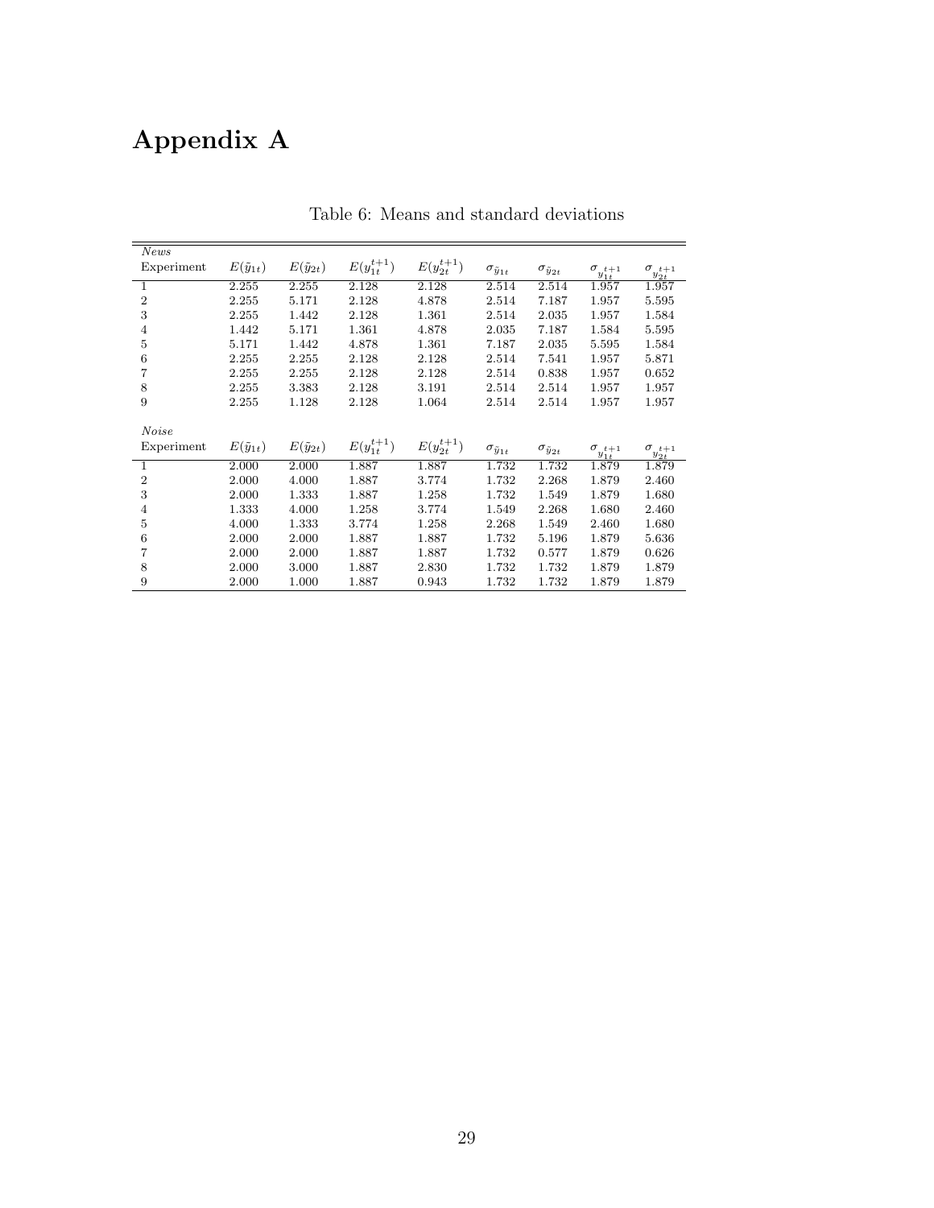# Appendix A

Table 6: Means and standard deviations

| *News* | | | | | | | | |
|---|---|---|---|---|---|---|---|---|
| Experiment | $E(\tilde{y}_{1t})$ | $E(\tilde{y}_{2t})$ | $E(y_{1t}^{t+1})$ | $E(y_{2t}^{t+1})$ | $\sigma_{\tilde{y}_{1t}}$ | $\sigma_{\tilde{y}_{2t}}$ | $\sigma_{y_{1t}^{t+1}}$ | $\sigma_{y_{2t}^{t+1}}$ |
| 1 | 2.255 | 2.255 | 2.128 | 2.128 | 2.514 | 2.514 | 1.957 | 1.957 |
| 2 | 2.255 | 5.171 | 2.128 | 4.878 | 2.514 | 7.187 | 1.957 | 5.595 |
| 3 | 2.255 | 1.442 | 2.128 | 1.361 | 2.514 | 2.035 | 1.957 | 1.584 |
| 4 | 1.442 | 5.171 | 1.361 | 4.878 | 2.035 | 7.187 | 1.584 | 5.595 |
| 5 | 5.171 | 1.442 | 4.878 | 1.361 | 7.187 | 2.035 | 5.595 | 1.584 |
| 6 | 2.255 | 2.255 | 2.128 | 2.128 | 2.514 | 7.541 | 1.957 | 5.871 |
| 7 | 2.255 | 2.255 | 2.128 | 2.128 | 2.514 | 0.838 | 1.957 | 0.652 |
| 8 | 2.255 | 3.383 | 2.128 | 3.191 | 2.514 | 2.514 | 1.957 | 1.957 |
| 9 | 2.255 | 1.128 | 2.128 | 1.064 | 2.514 | 2.514 | 1.957 | 1.957 |
| *Noise* | | | | | | | | |
| Experiment | $E(\tilde{y}_{1t})$ | $E(\tilde{y}_{2t})$ | $E(y_{1t}^{t+1})$ | $E(y_{2t}^{t+1})$ | $\sigma_{\tilde{y}_{1t}}$ | $\sigma_{\tilde{y}_{2t}}$ | $\sigma_{y_{1t}^{t+1}}$ | $\sigma_{y_{2t}^{t+1}}$ |
| 1 | 2.000 | 2.000 | 1.887 | 1.887 | 1.732 | 1.732 | 1.879 | 1.879 |
| 2 | 2.000 | 4.000 | 1.887 | 3.774 | 1.732 | 2.268 | 1.879 | 2.460 |
| 3 | 2.000 | 1.333 | 1.887 | 1.258 | 1.732 | 1.549 | 1.879 | 1.680 |
| 4 | 1.333 | 4.000 | 1.258 | 3.774 | 1.549 | 2.268 | 1.680 | 2.460 |
| 5 | 4.000 | 1.333 | 3.774 | 1.258 | 2.268 | 1.549 | 2.460 | 1.680 |
| 6 | 2.000 | 2.000 | 1.887 | 1.887 | 1.732 | 5.196 | 1.879 | 5.636 |
| 7 | 2.000 | 2.000 | 1.887 | 1.887 | 1.732 | 0.577 | 1.879 | 0.626 |
| 8 | 2.000 | 3.000 | 1.887 | 2.830 | 1.732 | 1.732 | 1.879 | 1.879 |
| 9 | 2.000 | 1.000 | 1.887 | 0.943 | 1.732 | 1.732 | 1.879 | 1.879 |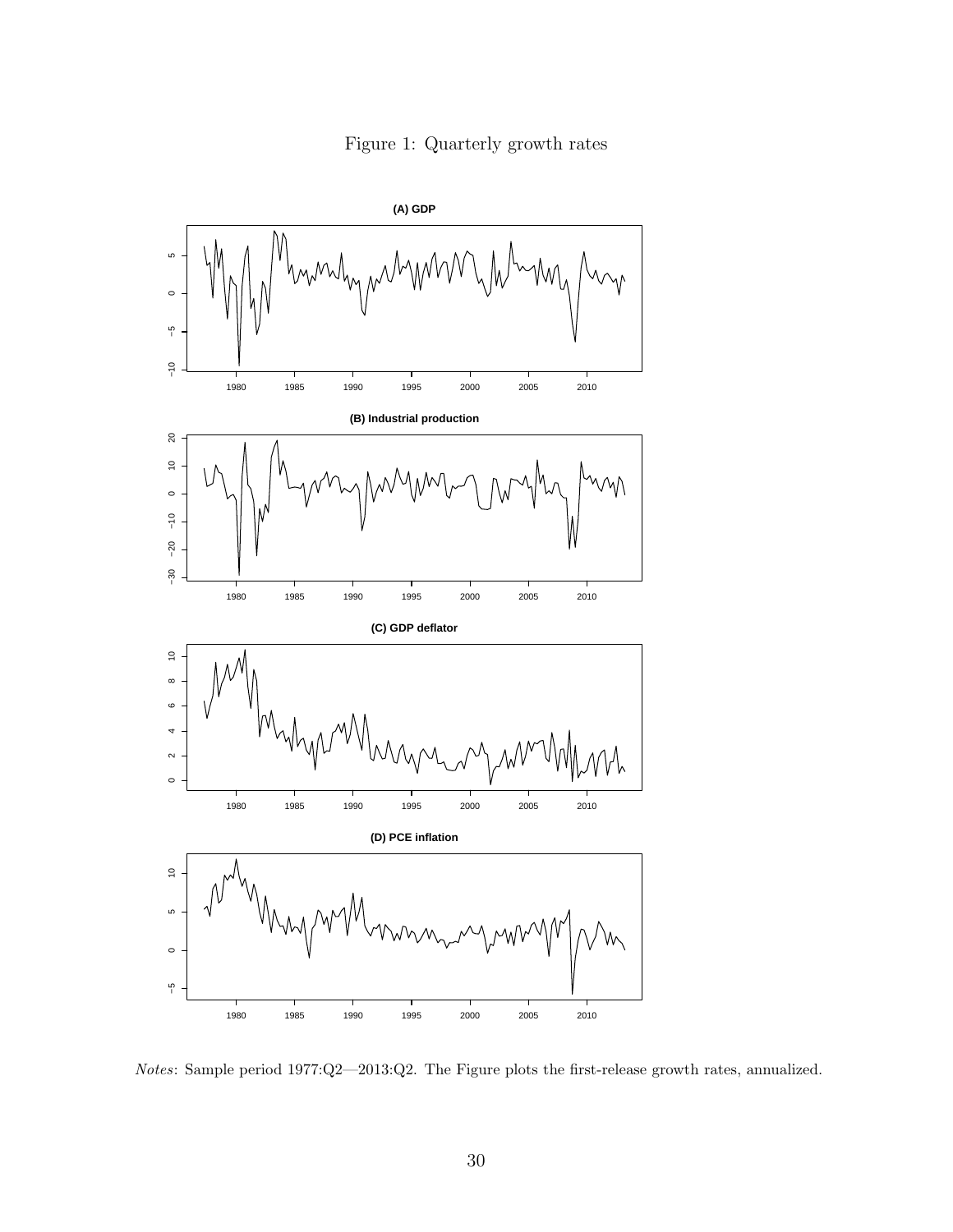Figure 1: Quarterly growth rates

*Notes*: Sample period 1977:Q2—2013:Q2. The Figure plots the first-release growth rates, annualized.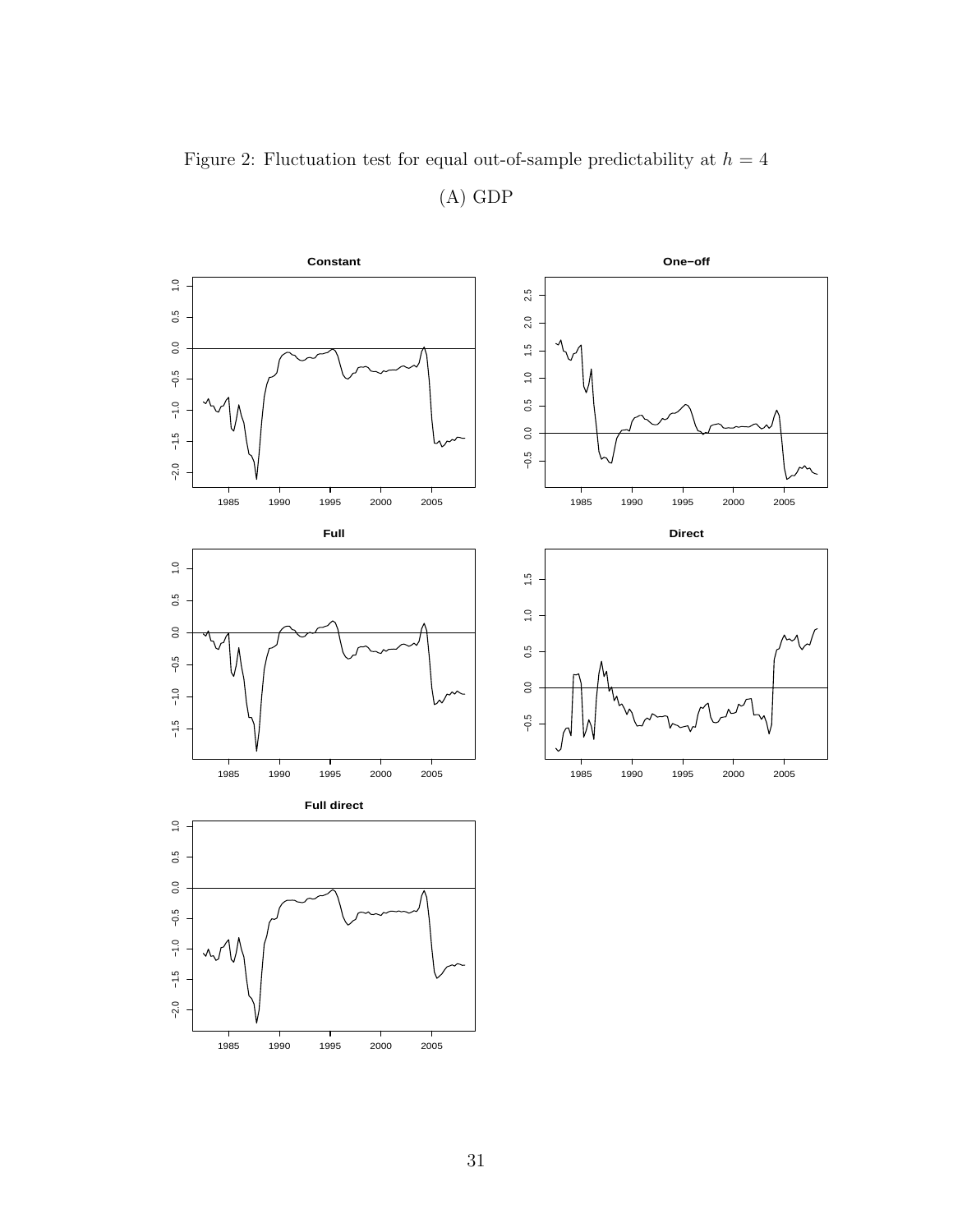Figure 2: Fluctuation test for equal out-of-sample predictability at $h = 4$

(A) GDP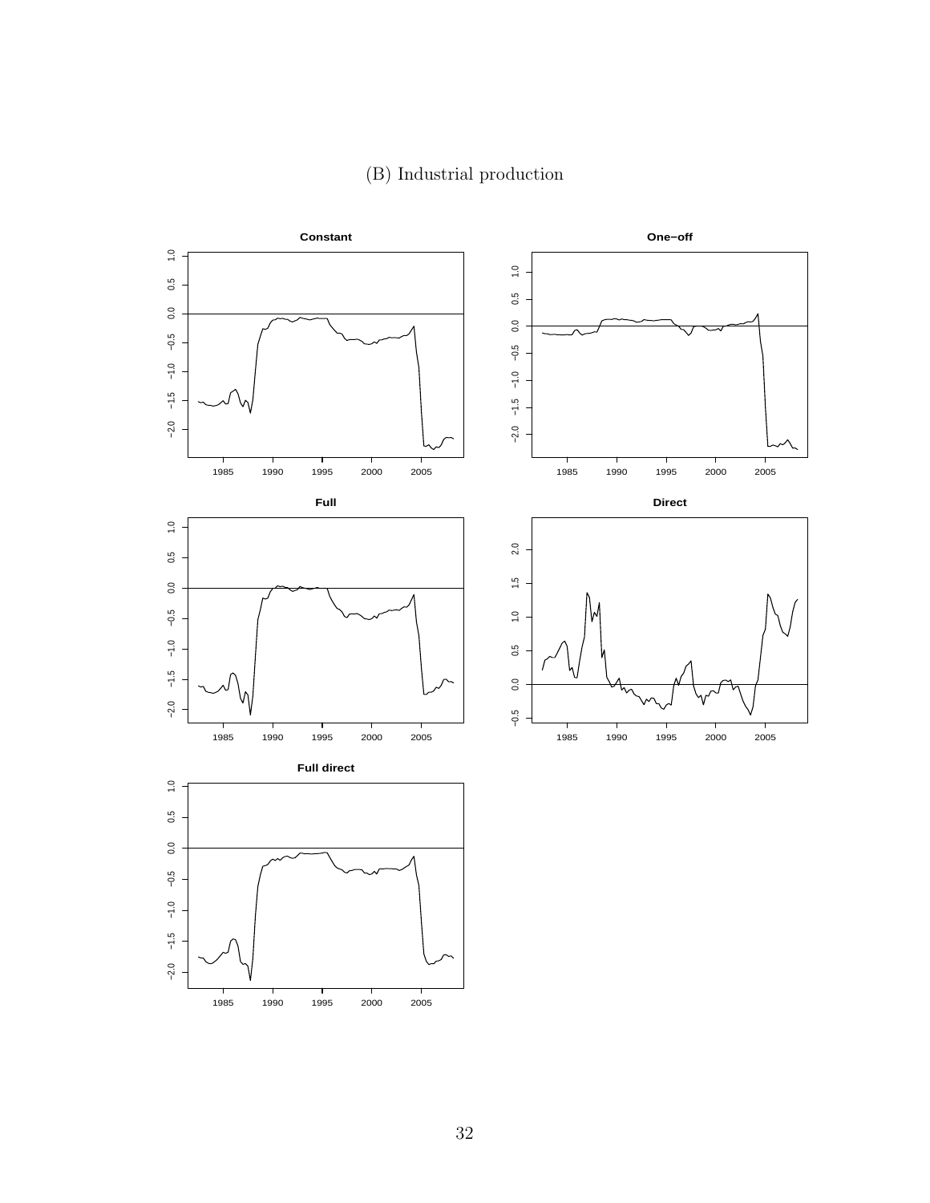(B) Industrial production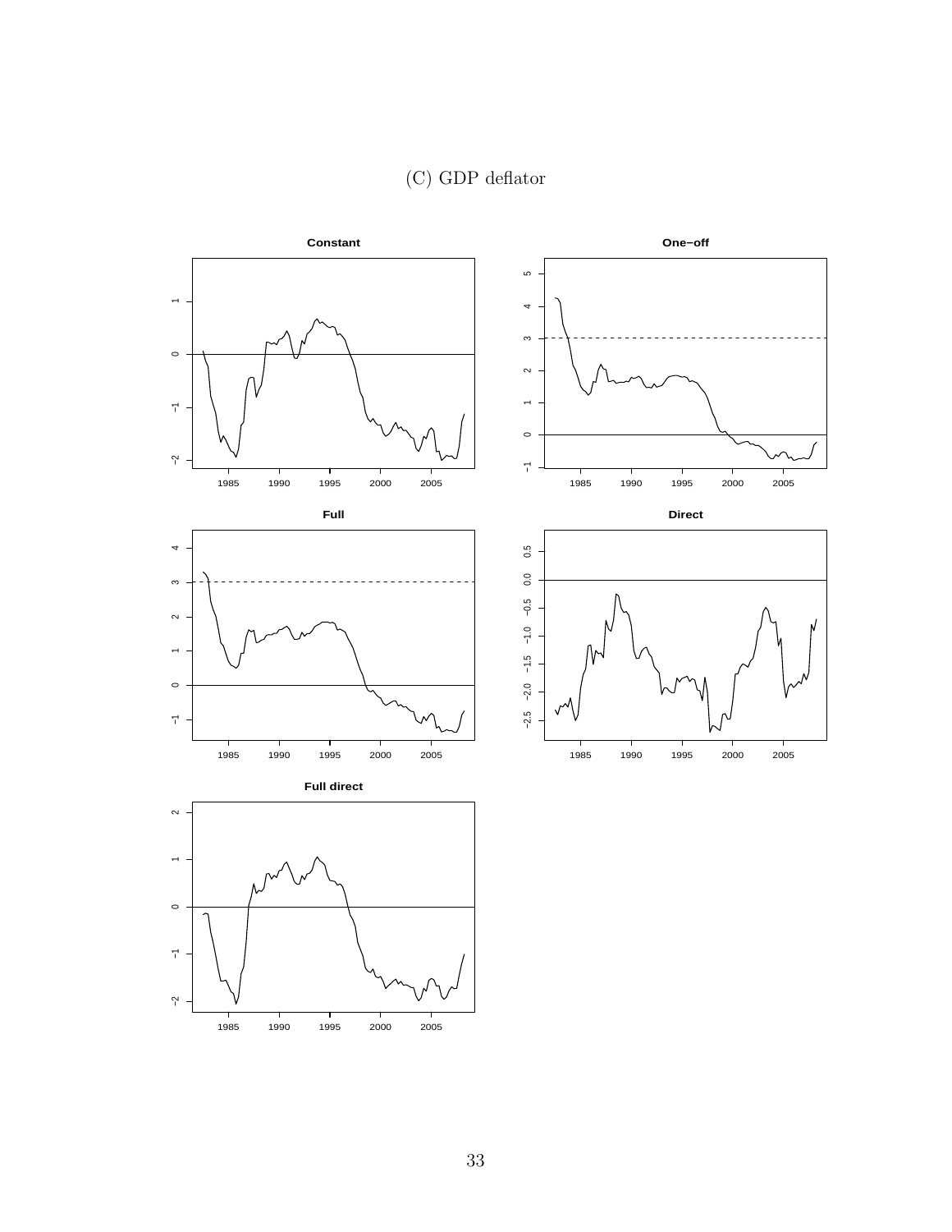(C) GDP deflator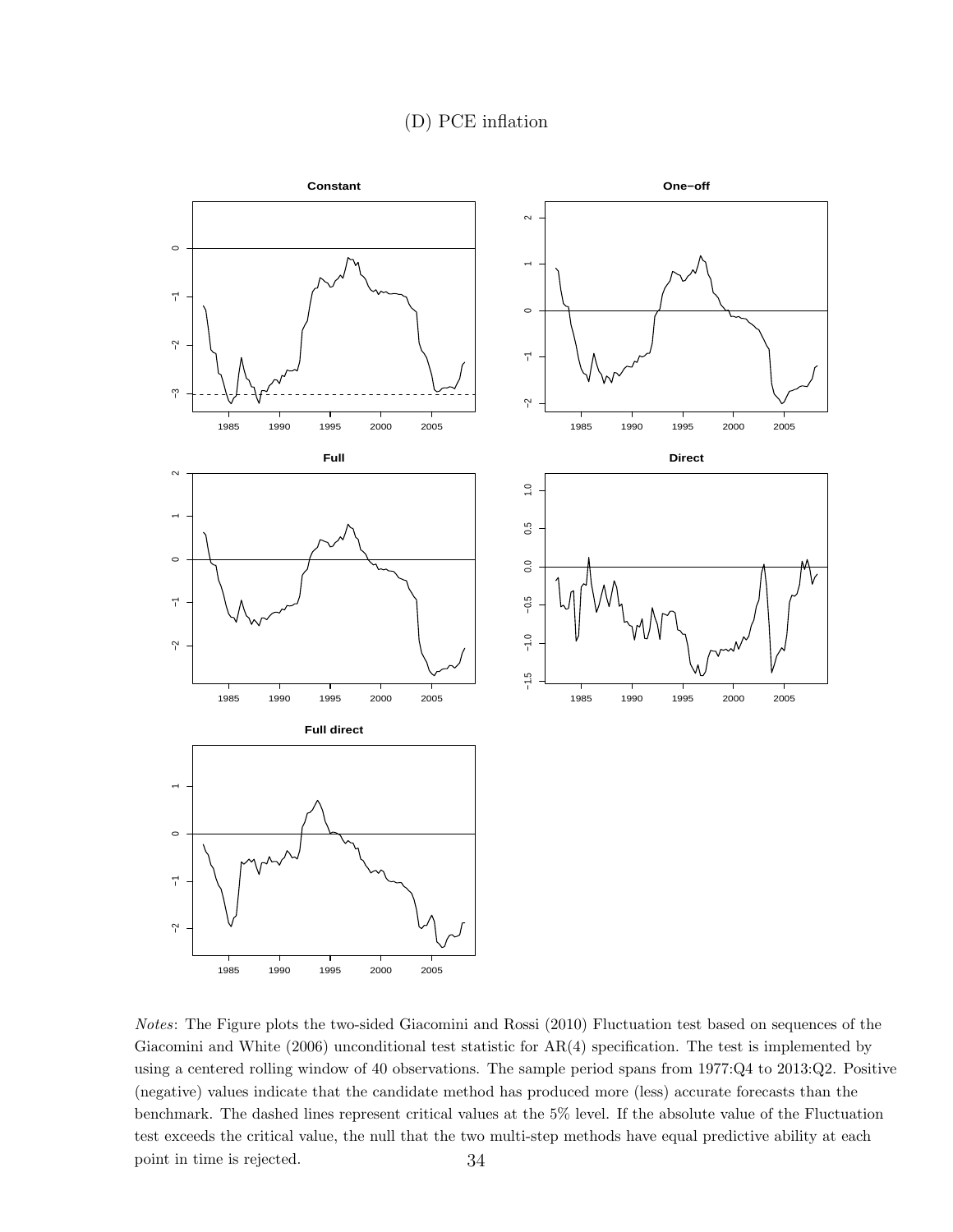(D) PCE inflation

**Constant**

0
−1
−2
−3

1985 1990 1995 2000 2005

**One−off**

2
1
0
−1
−2

1985 1990 1995 2000 2005

**Full**

2
1
0
−1
−2

1985 1990 1995 2000 2005

**Direct**

1.0
0.5
0.0
−0.5
−1.0
−1.5

1985 1990 1995 2000 2005

**Full direct**

1
0
−1
−2

1985 1990 1995 2000 2005

*Notes*: The Figure plots the two-sided Giacomini and Rossi (2010) Fluctuation test based on sequences of the Giacomini and White (2006) unconditional test statistic for AR(4) specification. The test is implemented by using a centered rolling window of 40 observations. The sample period spans from 1977:Q4 to 2013:Q2. Positive (negative) values indicate that the candidate method has produced more (less) accurate forecasts than the benchmark. The dashed lines represent critical values at the 5% level. If the absolute value of the Fluctuation test exceeds the critical value, the null that the two multi-step methods have equal predictive ability at each point in time is rejected.